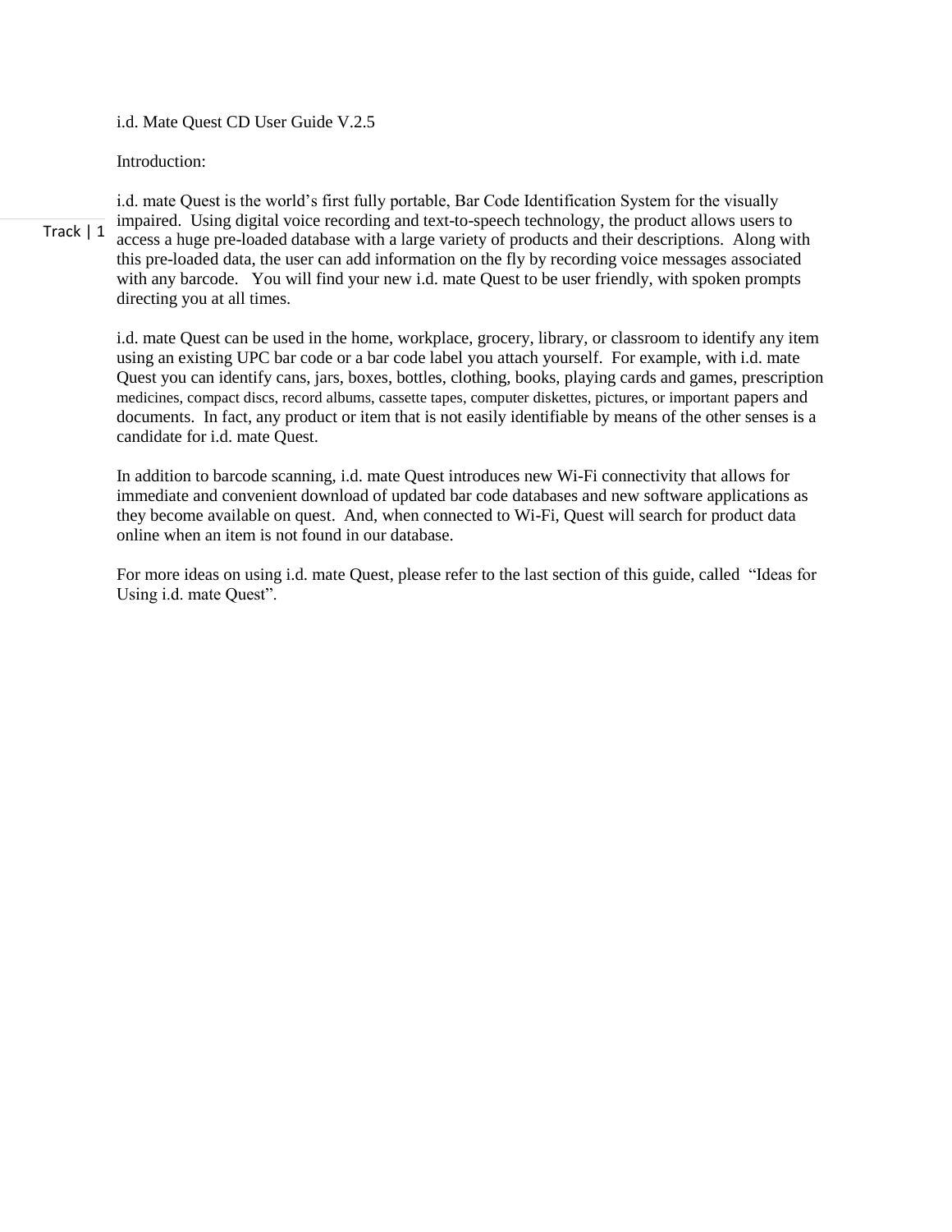i.d. Mate Quest CD User Guide V.2.5

Introduction:

Track | 1

i.d. mate Quest is the world's first fully portable, Bar Code Identification System for the visually impaired. Using digital voice recording and text-to-speech technology, the product allows users to access a huge pre-loaded database with a large variety of products and their descriptions. Along with this pre-loaded data, the user can add information on the fly by recording voice messages associated with any barcode. You will find your new i.d. mate Quest to be user friendly, with spoken prompts directing you at all times.

i.d. mate Quest can be used in the home, workplace, grocery, library, or classroom to identify any item using an existing UPC bar code or a bar code label you attach yourself. For example, with i.d. mate Quest you can identify cans, jars, boxes, bottles, clothing, books, playing cards and games, prescription medicines, compact discs, record albums, cassette tapes, computer diskettes, pictures, or important papers and documents. In fact, any product or item that is not easily identifiable by means of the other senses is a candidate for i.d. mate Quest.

In addition to barcode scanning, i.d. mate Quest introduces new Wi-Fi connectivity that allows for immediate and convenient download of updated bar code databases and new software applications as they become available on quest. And, when connected to Wi-Fi, Quest will search for product data online when an item is not found in our database.

For more ideas on using i.d. mate Quest, please refer to the last section of this guide, called "Ideas for Using i.d. mate Quest".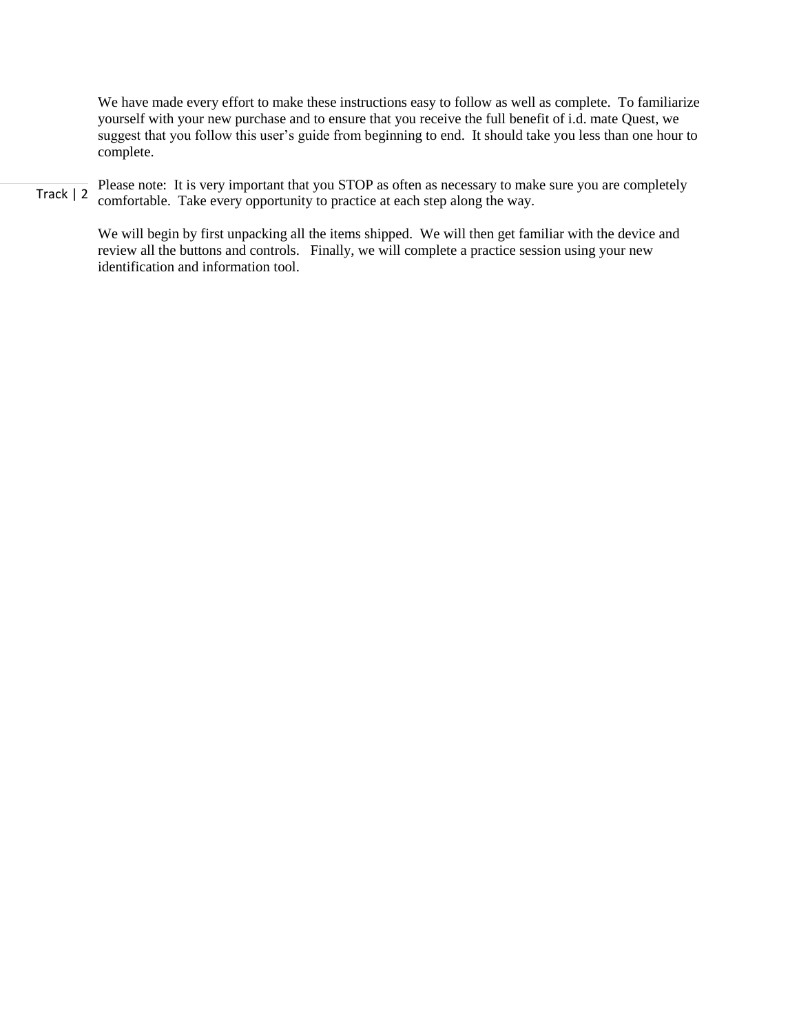We have made every effort to make these instructions easy to follow as well as complete. To familiarize yourself with your new purchase and to ensure that you receive the full benefit of i.d. mate Quest, we suggest that you follow this user's guide from beginning to end. It should take you less than one hour to complete.

Track | 2

Please note: It is very important that you STOP as often as necessary to make sure you are completely comfortable. Take every opportunity to practice at each step along the way.

We will begin by first unpacking all the items shipped. We will then get familiar with the device and review all the buttons and controls. Finally, we will complete a practice session using your new identification and information tool.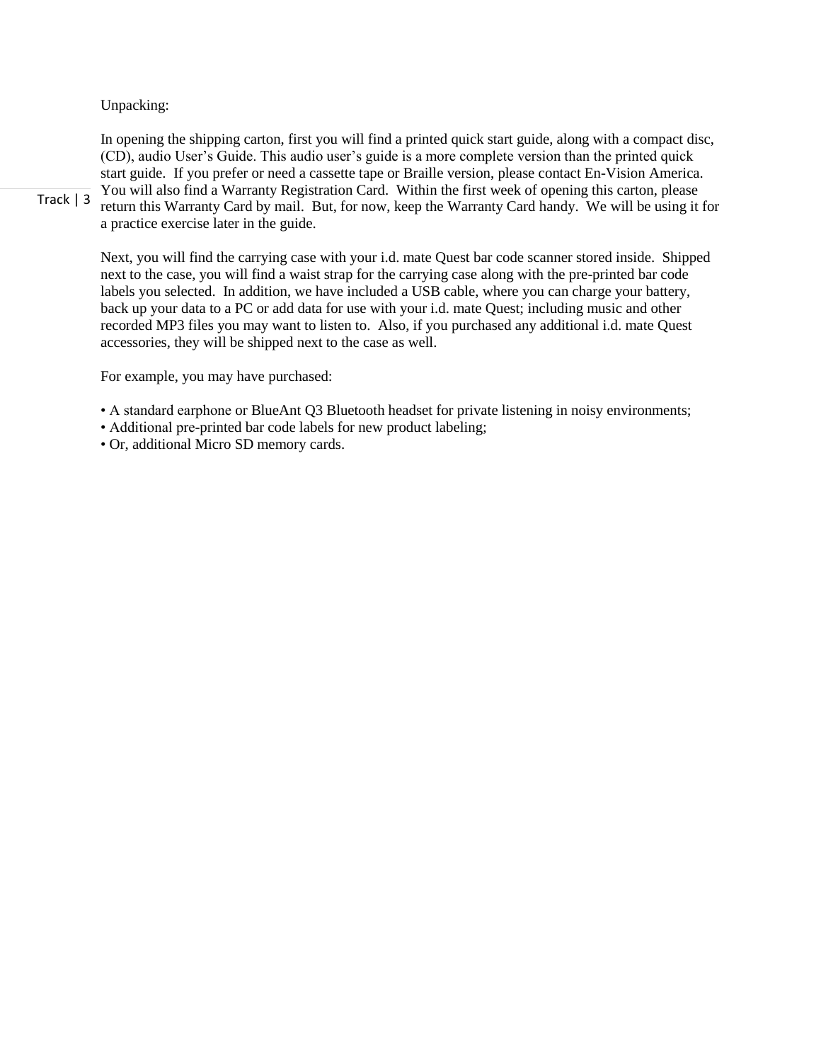Unpacking:

In opening the shipping carton, first you will find a printed quick start guide, along with a compact disc, (CD), audio User's Guide. This audio user's guide is a more complete version than the printed quick start guide. If you prefer or need a cassette tape or Braille version, please contact En-Vision America. You will also find a Warranty Registration Card. Within the first week of opening this carton, please return this Warranty Card by mail. But, for now, keep the Warranty Card handy. We will be using it for a practice exercise later in the guide.

Next, you will find the carrying case with your i.d. mate Quest bar code scanner stored inside. Shipped next to the case, you will find a waist strap for the carrying case along with the pre-printed bar code labels you selected. In addition, we have included a USB cable, where you can charge your battery, back up your data to a PC or add data for use with your i.d. mate Quest; including music and other recorded MP3 files you may want to listen to. Also, if you purchased any additional i.d. mate Quest accessories, they will be shipped next to the case as well.

For example, you may have purchased:

- A standard earphone or BlueAnt Q3 Bluetooth headset for private listening in noisy environments;
- Additional pre-printed bar code labels for new product labeling;
- Or, additional Micro SD memory cards.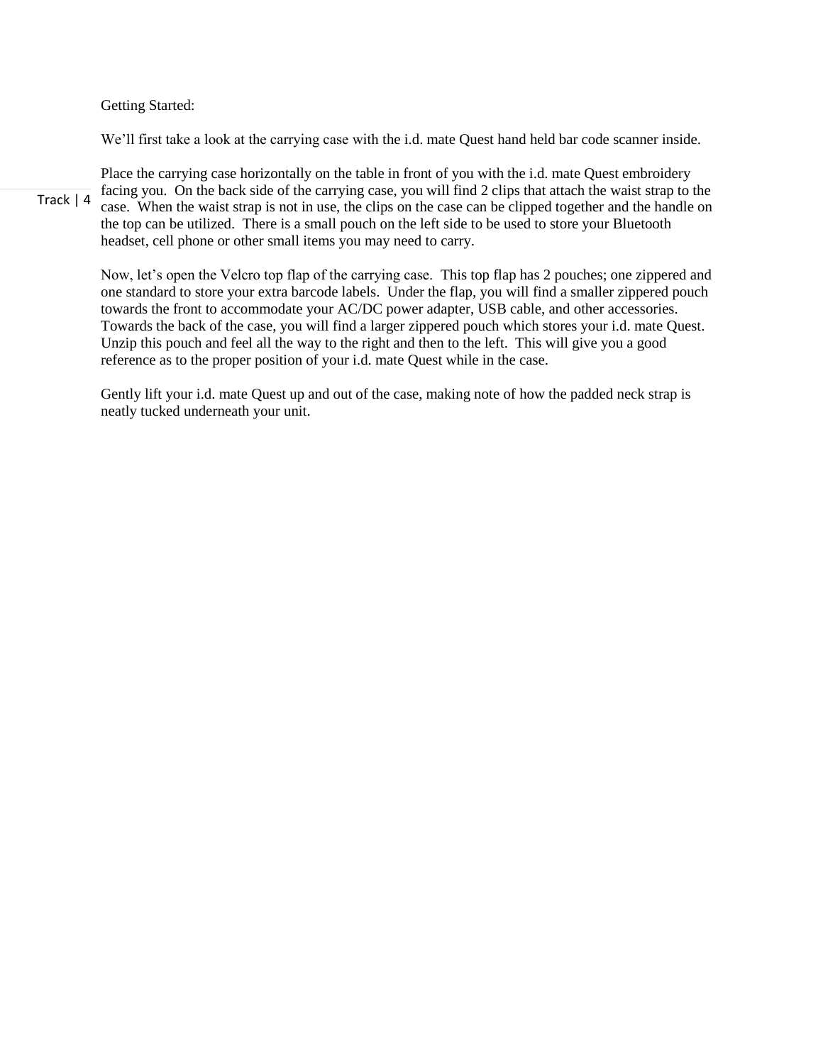Getting Started:

We'll first take a look at the carrying case with the i.d. mate Quest hand held bar code scanner inside.

Place the carrying case horizontally on the table in front of you with the i.d. mate Quest embroidery facing you. On the back side of the carrying case, you will find 2 clips that attach the waist strap to the case. When the waist strap is not in use, the clips on the case can be clipped together and the handle on the top can be utilized. There is a small pouch on the left side to be used to store your Bluetooth headset, cell phone or other small items you may need to carry.

Now, let's open the Velcro top flap of the carrying case. This top flap has 2 pouches; one zippered and one standard to store your extra barcode labels. Under the flap, you will find a smaller zippered pouch towards the front to accommodate your AC/DC power adapter, USB cable, and other accessories. Towards the back of the case, you will find a larger zippered pouch which stores your i.d. mate Quest. Unzip this pouch and feel all the way to the right and then to the left. This will give you a good reference as to the proper position of your i.d. mate Quest while in the case.

Gently lift your i.d. mate Quest up and out of the case, making note of how the padded neck strap is neatly tucked underneath your unit.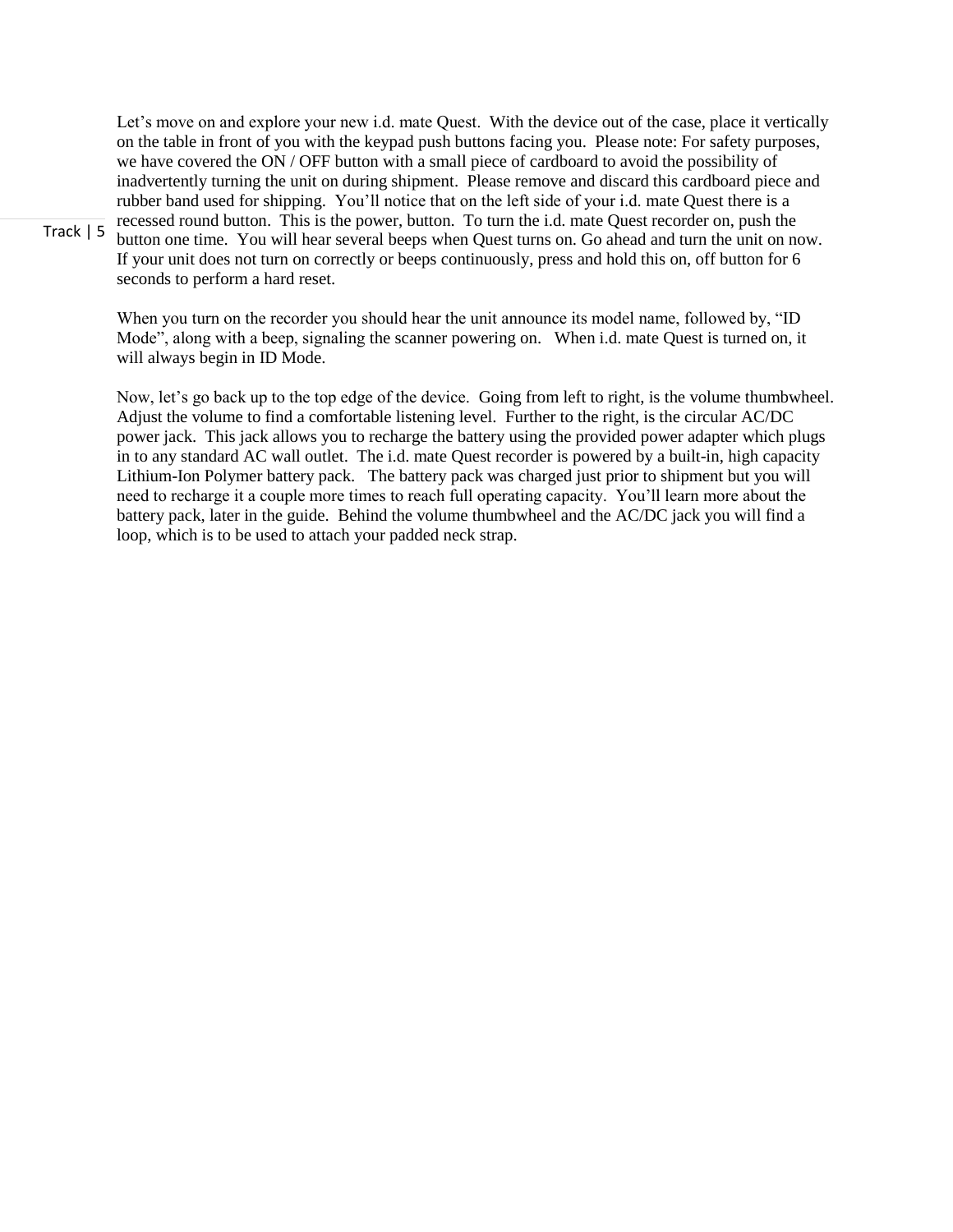Let's move on and explore your new i.d. mate Quest. With the device out of the case, place it vertically on the table in front of you with the keypad push buttons facing you. Please note: For safety purposes, we have covered the ON / OFF button with a small piece of cardboard to avoid the possibility of inadvertently turning the unit on during shipment. Please remove and discard this cardboard piece and rubber band used for shipping. You'll notice that on the left side of your i.d. mate Quest there is a recessed round button. This is the power, button.

Track | 5

To turn the i.d. mate Quest recorder on, push the button one time. You will hear several beeps when Quest turns on. Go ahead and turn the unit on now. If your unit does not turn on correctly or beeps continuously, press and hold this on, off button for 6 seconds to perform a hard reset.

When you turn on the recorder you should hear the unit announce its model name, followed by, "ID Mode", along with a beep, signaling the scanner powering on. When i.d. mate Quest is turned on, it will always begin in ID Mode.

Now, let's go back up to the top edge of the device. Going from left to right, is the volume thumbwheel. Adjust the volume to find a comfortable listening level. Further to the right, is the circular AC/DC power jack. This jack allows you to recharge the battery using the provided power adapter which plugs in to any standard AC wall outlet. The i.d. mate Quest recorder is powered by a built-in, high capacity Lithium-Ion Polymer battery pack. The battery pack was charged just prior to shipment but you will need to recharge it a couple more times to reach full operating capacity. You'll learn more about the battery pack, later in the guide. Behind the volume thumbwheel and the AC/DC jack you will find a loop, which is to be used to attach your padded neck strap.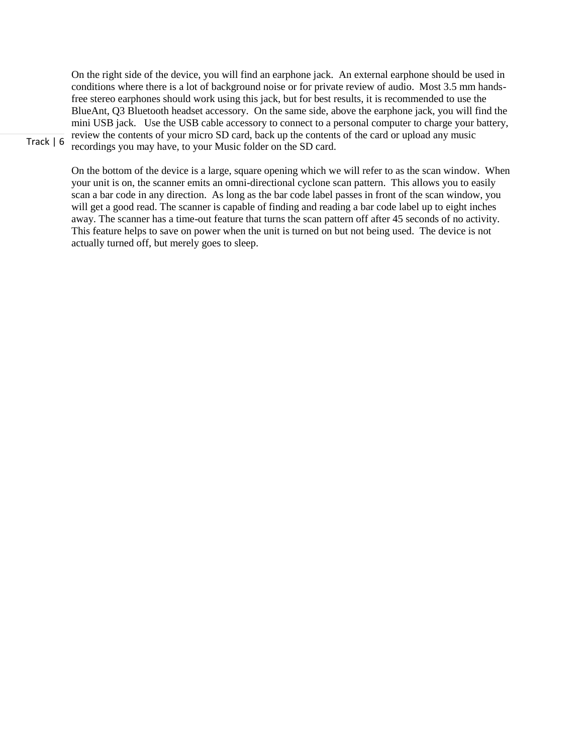On the right side of the device, you will find an earphone jack. An external earphone should be used in conditions where there is a lot of background noise or for private review of audio. Most 3.5 mm hands-free stereo earphones should work using this jack, but for best results, it is recommended to use the BlueAnt, Q3 Bluetooth headset accessory. On the same side, above the earphone jack, you will find the mini USB jack. Use the USB cable accessory to connect to a personal computer to charge your battery, review the contents of your micro SD card, back up the contents of the card or upload any music recordings you may have, to your Music folder on the SD card.

On the bottom of the device is a large, square opening which we will refer to as the scan window. When your unit is on, the scanner emits an omni-directional cyclone scan pattern. This allows you to easily scan a bar code in any direction. As long as the bar code label passes in front of the scan window, you will get a good read. The scanner is capable of finding and reading a bar code label up to eight inches away. The scanner has a time-out feature that turns the scan pattern off after 45 seconds of no activity. This feature helps to save on power when the unit is turned on but not being used. The device is not actually turned off, but merely goes to sleep.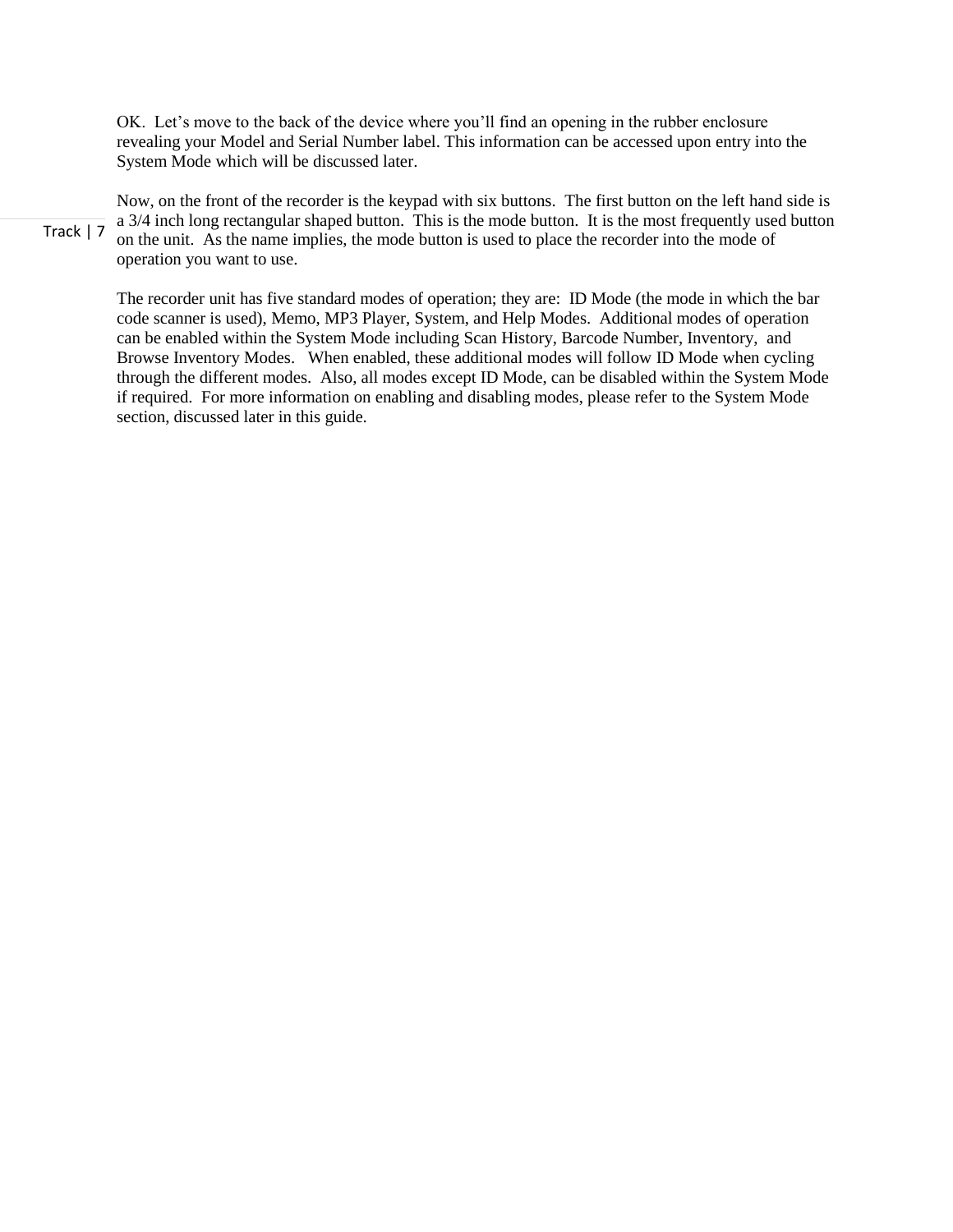OK.  Let's move to the back of the device where you'll find an opening in the rubber enclosure revealing your Model and Serial Number label. This information can be accessed upon entry into the System Mode which will be discussed later.

Now, on the front of the recorder is the keypad with six buttons.  The first button on the left hand side is a 3/4 inch long rectangular shaped button.  This is the mode button.  It is the most frequently used button on the unit.  As the name implies, the mode button is used to place the recorder into the mode of operation you want to use.

The recorder unit has five standard modes of operation; they are:  ID Mode (the mode in which the bar code scanner is used), Memo, MP3 Player, System, and Help Modes.  Additional modes of operation can be enabled within the System Mode including Scan History, Barcode Number, Inventory,  and Browse Inventory Modes.   When enabled, these additional modes will follow ID Mode when cycling through the different modes.  Also, all modes except ID Mode, can be disabled within the System Mode if required.  For more information on enabling and disabling modes, please refer to the System Mode section, discussed later in this guide.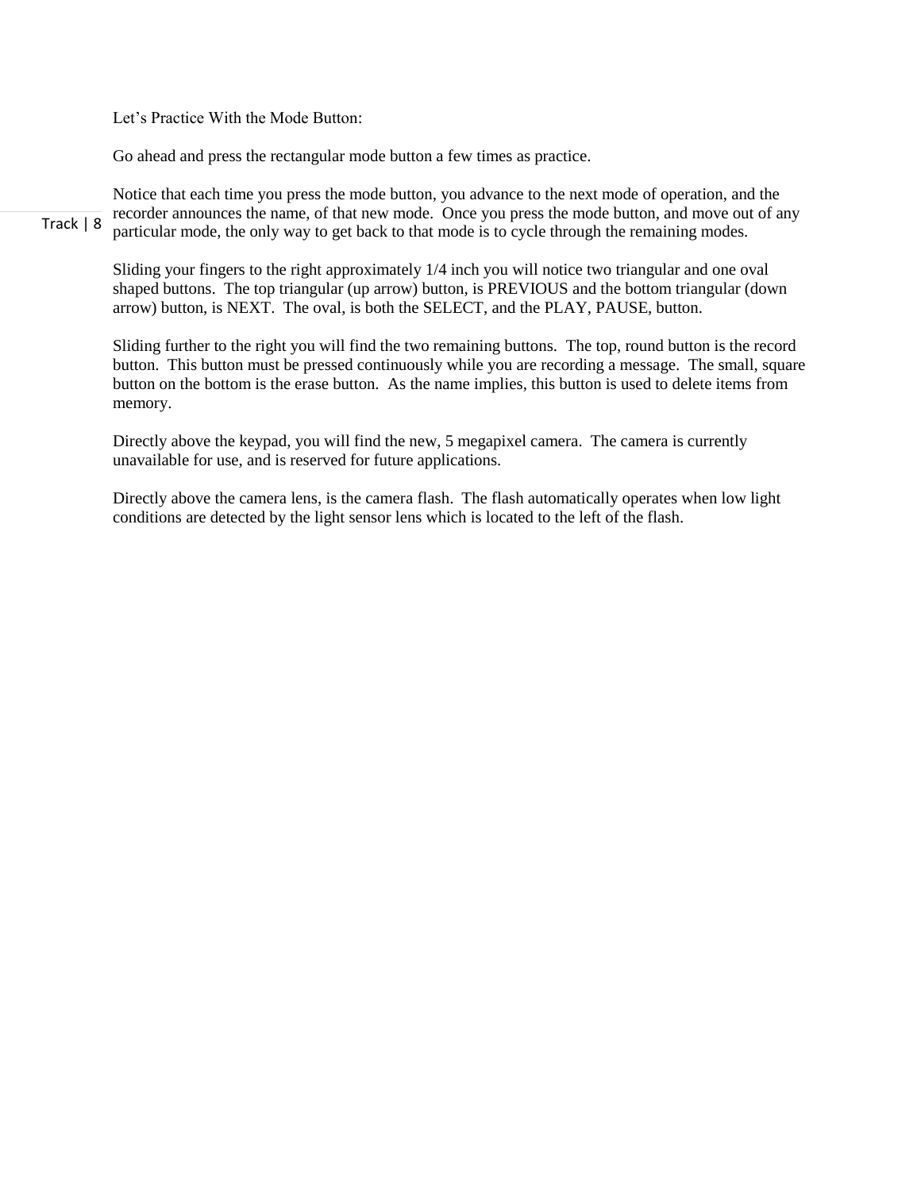Let's Practice With the Mode Button:

Go ahead and press the rectangular mode button a few times as practice.

Notice that each time you press the mode button, you advance to the next mode of operation, and the recorder announces the name, of that new mode. Once you press the mode button, and move out of any particular mode, the only way to get back to that mode is to cycle through the remaining modes.

Sliding your fingers to the right approximately 1/4 inch you will notice two triangular and one oval shaped buttons. The top triangular (up arrow) button, is PREVIOUS and the bottom triangular (down arrow) button, is NEXT. The oval, is both the SELECT, and the PLAY, PAUSE, button.

Sliding further to the right you will find the two remaining buttons. The top, round button is the record button. This button must be pressed continuously while you are recording a message. The small, square button on the bottom is the erase button. As the name implies, this button is used to delete items from memory.

Directly above the keypad, you will find the new, 5 megapixel camera. The camera is currently unavailable for use, and is reserved for future applications.

Directly above the camera lens, is the camera flash. The flash automatically operates when low light conditions are detected by the light sensor lens which is located to the left of the flash.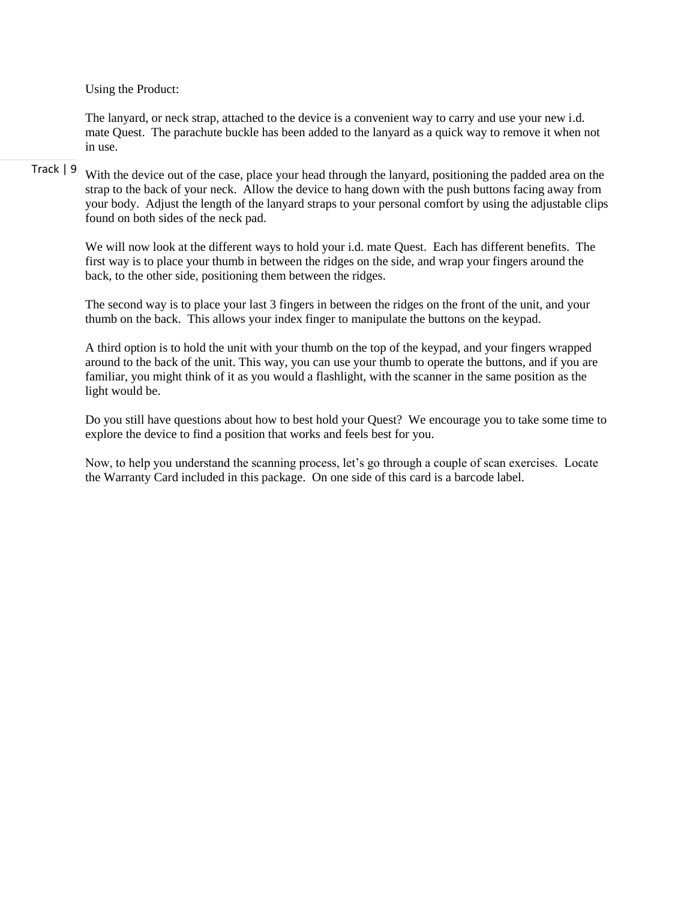Using the Product:

The lanyard, or neck strap, attached to the device is a convenient way to carry and use your new i.d. mate Quest. The parachute buckle has been added to the lanyard as a quick way to remove it when not in use.

Track | 9

With the device out of the case, place your head through the lanyard, positioning the padded area on the strap to the back of your neck. Allow the device to hang down with the push buttons facing away from your body. Adjust the length of the lanyard straps to your personal comfort by using the adjustable clips found on both sides of the neck pad.

We will now look at the different ways to hold your i.d. mate Quest. Each has different benefits. The first way is to place your thumb in between the ridges on the side, and wrap your fingers around the back, to the other side, positioning them between the ridges.

The second way is to place your last 3 fingers in between the ridges on the front of the unit, and your thumb on the back. This allows your index finger to manipulate the buttons on the keypad.

A third option is to hold the unit with your thumb on the top of the keypad, and your fingers wrapped around to the back of the unit. This way, you can use your thumb to operate the buttons, and if you are familiar, you might think of it as you would a flashlight, with the scanner in the same position as the light would be.

Do you still have questions about how to best hold your Quest? We encourage you to take some time to explore the device to find a position that works and feels best for you.

Now, to help you understand the scanning process, let's go through a couple of scan exercises. Locate the Warranty Card included in this package. On one side of this card is a barcode label.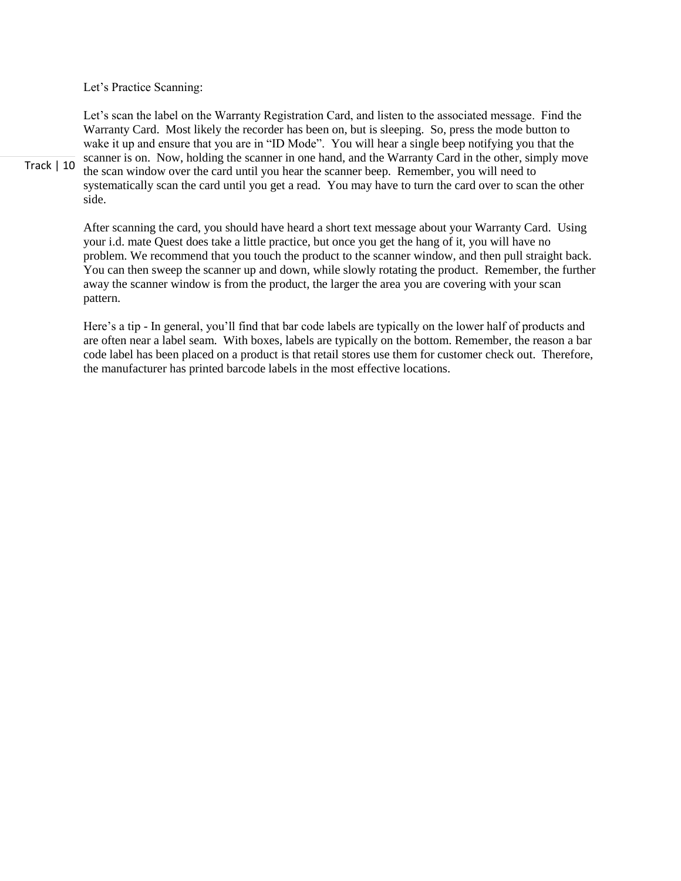Let's Practice Scanning:

Track | 10

Let's scan the label on the Warranty Registration Card, and listen to the associated message. Find the Warranty Card. Most likely the recorder has been on, but is sleeping. So, press the mode button to wake it up and ensure that you are in "ID Mode". You will hear a single beep notifying you that the scanner is on. Now, holding the scanner in one hand, and the Warranty Card in the other, simply move the scan window over the card until you hear the scanner beep. Remember, you will need to systematically scan the card until you get a read. You may have to turn the card over to scan the other side.

After scanning the card, you should have heard a short text message about your Warranty Card. Using your i.d. mate Quest does take a little practice, but once you get the hang of it, you will have no problem. We recommend that you touch the product to the scanner window, and then pull straight back. You can then sweep the scanner up and down, while slowly rotating the product. Remember, the further away the scanner window is from the product, the larger the area you are covering with your scan pattern.

Here's a tip - In general, you'll find that bar code labels are typically on the lower half of products and are often near a label seam. With boxes, labels are typically on the bottom. Remember, the reason a bar code label has been placed on a product is that retail stores use them for customer check out. Therefore, the manufacturer has printed barcode labels in the most effective locations.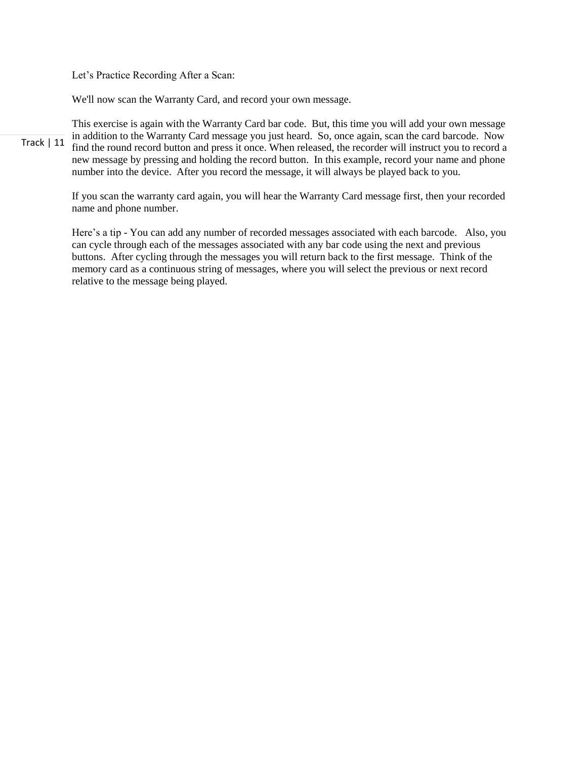Let's Practice Recording After a Scan:

We'll now scan the Warranty Card, and record your own message.

Track | 11

This exercise is again with the Warranty Card bar code. But, this time you will add your own message in addition to the Warranty Card message you just heard. So, once again, scan the card barcode. Now find the round record button and press it once. When released, the recorder will instruct you to record a new message by pressing and holding the record button. In this example, record your name and phone number into the device. After you record the message, it will always be played back to you.

If you scan the warranty card again, you will hear the Warranty Card message first, then your recorded name and phone number.

Here's a tip - You can add any number of recorded messages associated with each barcode. Also, you can cycle through each of the messages associated with any bar code using the next and previous buttons. After cycling through the messages you will return back to the first message. Think of the memory card as a continuous string of messages, where you will select the previous or next record relative to the message being played.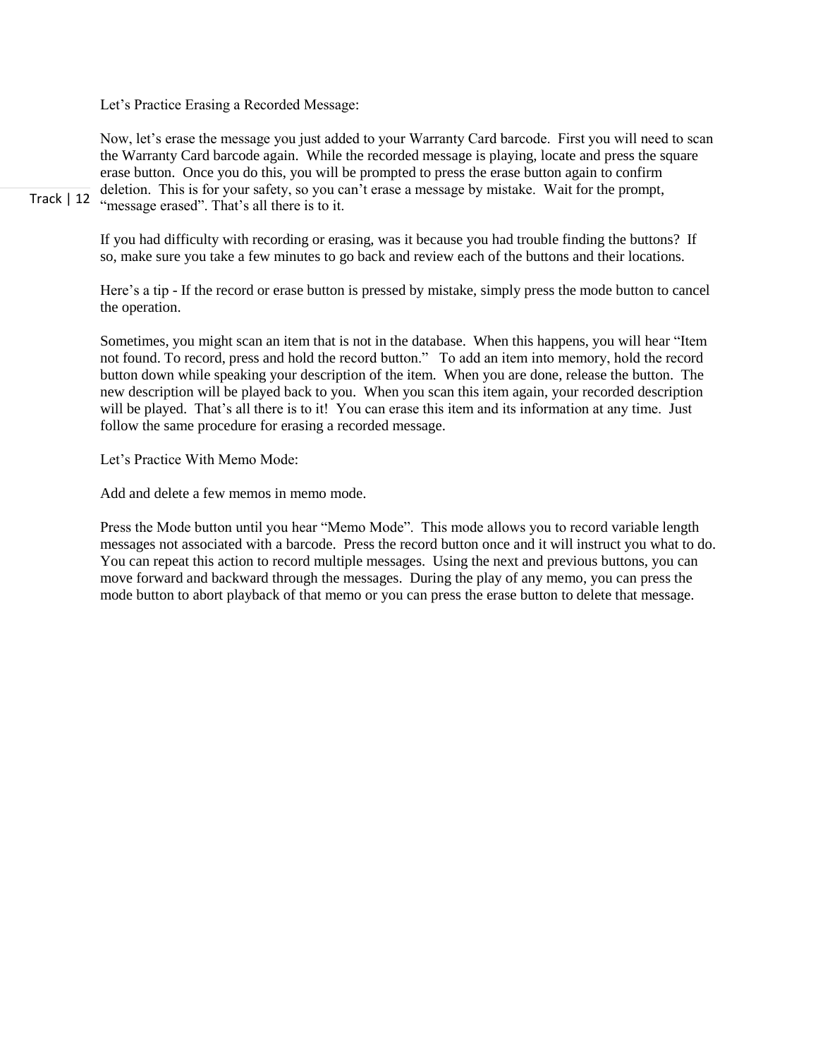Let's Practice Erasing a Recorded Message:

Now, let's erase the message you just added to your Warranty Card barcode. First you will need to scan the Warranty Card barcode again. While the recorded message is playing, locate and press the square erase button. Once you do this, you will be prompted to press the erase button again to confirm deletion. This is for your safety, so you can't erase a message by mistake. Wait for the prompt, "message erased". That's all there is to it.

If you had difficulty with recording or erasing, was it because you had trouble finding the buttons? If so, make sure you take a few minutes to go back and review each of the buttons and their locations.

Here's a tip - If the record or erase button is pressed by mistake, simply press the mode button to cancel the operation.

Sometimes, you might scan an item that is not in the database. When this happens, you will hear "Item not found. To record, press and hold the record button." To add an item into memory, hold the record button down while speaking your description of the item. When you are done, release the button. The new description will be played back to you. When you scan this item again, your recorded description will be played. That's all there is to it! You can erase this item and its information at any time. Just follow the same procedure for erasing a recorded message.

Let's Practice With Memo Mode:

Add and delete a few memos in memo mode.

Press the Mode button until you hear "Memo Mode". This mode allows you to record variable length messages not associated with a barcode. Press the record button once and it will instruct you what to do. You can repeat this action to record multiple messages. Using the next and previous buttons, you can move forward and backward through the messages. During the play of any memo, you can press the mode button to abort playback of that memo or you can press the erase button to delete that message.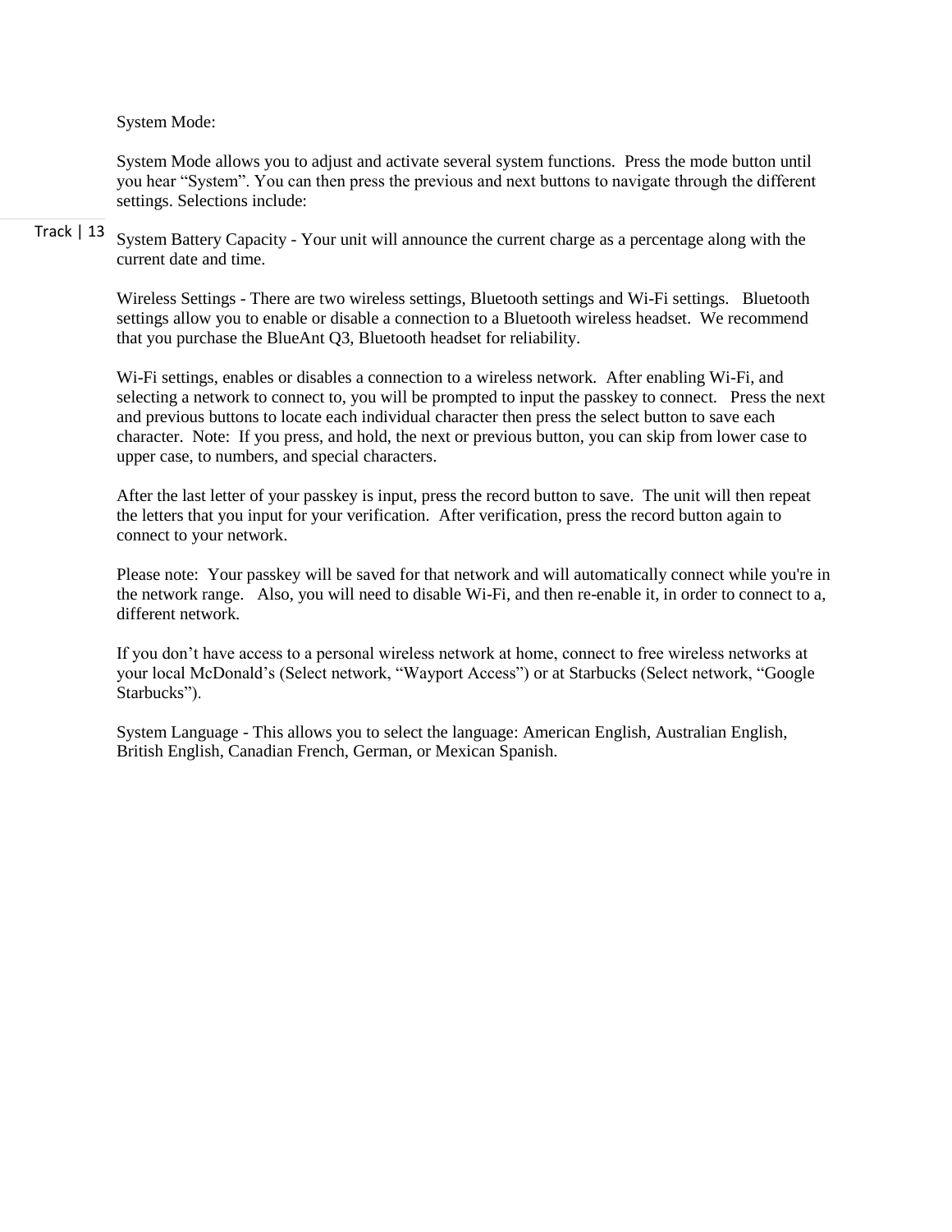System Mode:

System Mode allows you to adjust and activate several system functions. Press the mode button until you hear “System”. You can then press the previous and next buttons to navigate through the different settings. Selections include:

System Battery Capacity - Your unit will announce the current charge as a percentage along with the current date and time.

Wireless Settings - There are two wireless settings, Bluetooth settings and Wi-Fi settings. Bluetooth settings allow you to enable or disable a connection to a Bluetooth wireless headset. We recommend that you purchase the BlueAnt Q3, Bluetooth headset for reliability.

Wi-Fi settings, enables or disables a connection to a wireless network. After enabling Wi-Fi, and selecting a network to connect to, you will be prompted to input the passkey to connect. Press the next and previous buttons to locate each individual character then press the select button to save each character. Note: If you press, and hold, the next or previous button, you can skip from lower case to upper case, to numbers, and special characters.

After the last letter of your passkey is input, press the record button to save. The unit will then repeat the letters that you input for your verification. After verification, press the record button again to connect to your network.

Please note: Your passkey will be saved for that network and will automatically connect while you're in the network range. Also, you will need to disable Wi-Fi, and then re-enable it, in order to connect to a, different network.

If you don’t have access to a personal wireless network at home, connect to free wireless networks at your local McDonald’s (Select network, “Wayport Access”) or at Starbucks (Select network, “Google Starbucks”).

System Language - This allows you to select the language: American English, Australian English, British English, Canadian French, German, or Mexican Spanish.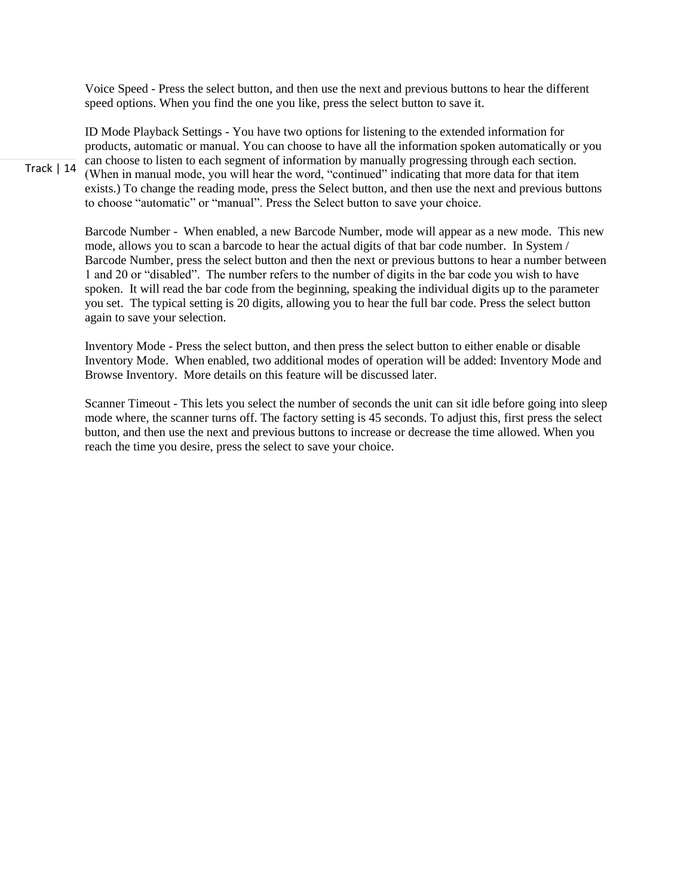Voice Speed - Press the select button, and then use the next and previous buttons to hear the different speed options. When you find the one you like, press the select button to save it.

ID Mode Playback Settings - You have two options for listening to the extended information for products, automatic or manual. You can choose to have all the information spoken automatically or you can choose to listen to each segment of information by manually progressing through each section. (When in manual mode, you will hear the word, "continued" indicating that more data for that item exists.) To change the reading mode, press the Select button, and then use the next and previous buttons to choose "automatic" or "manual". Press the Select button to save your choice.

Barcode Number - When enabled, a new Barcode Number, mode will appear as a new mode. This new mode, allows you to scan a barcode to hear the actual digits of that bar code number. In System / Barcode Number, press the select button and then the next or previous buttons to hear a number between 1 and 20 or "disabled". The number refers to the number of digits in the bar code you wish to have spoken. It will read the bar code from the beginning, speaking the individual digits up to the parameter you set. The typical setting is 20 digits, allowing you to hear the full bar code. Press the select button again to save your selection.

Inventory Mode - Press the select button, and then press the select button to either enable or disable Inventory Mode. When enabled, two additional modes of operation will be added: Inventory Mode and Browse Inventory. More details on this feature will be discussed later.

Scanner Timeout - This lets you select the number of seconds the unit can sit idle before going into sleep mode where, the scanner turns off. The factory setting is 45 seconds. To adjust this, first press the select button, and then use the next and previous buttons to increase or decrease the time allowed. When you reach the time you desire, press the select to save your choice.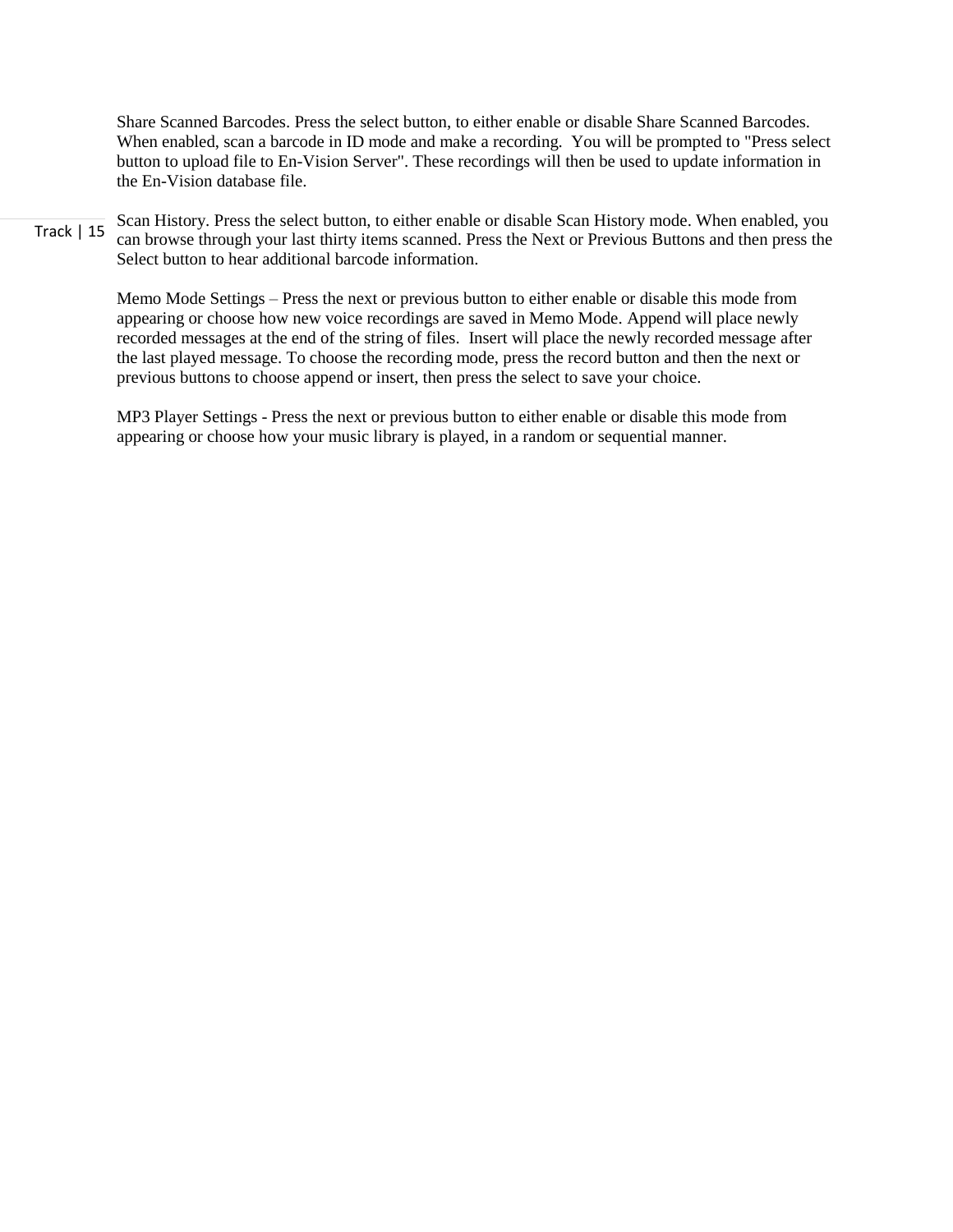Share Scanned Barcodes. Press the select button, to either enable or disable Share Scanned Barcodes. When enabled, scan a barcode in ID mode and make a recording.  You will be prompted to "Press select button to upload file to En-Vision Server". These recordings will then be used to update information in the En-Vision database file.

Scan History. Press the select button, to either enable or disable Scan History mode. When enabled, you can browse through your last thirty items scanned. Press the Next or Previous Buttons and then press the Select button to hear additional barcode information.

Memo Mode Settings – Press the next or previous button to either enable or disable this mode from appearing or choose how new voice recordings are saved in Memo Mode. Append will place newly recorded messages at the end of the string of files.  Insert will place the newly recorded message after the last played message. To choose the recording mode, press the record button and then the next or previous buttons to choose append or insert, then press the select to save your choice.

MP3 Player Settings - Press the next or previous button to either enable or disable this mode from appearing or choose how your music library is played, in a random or sequential manner.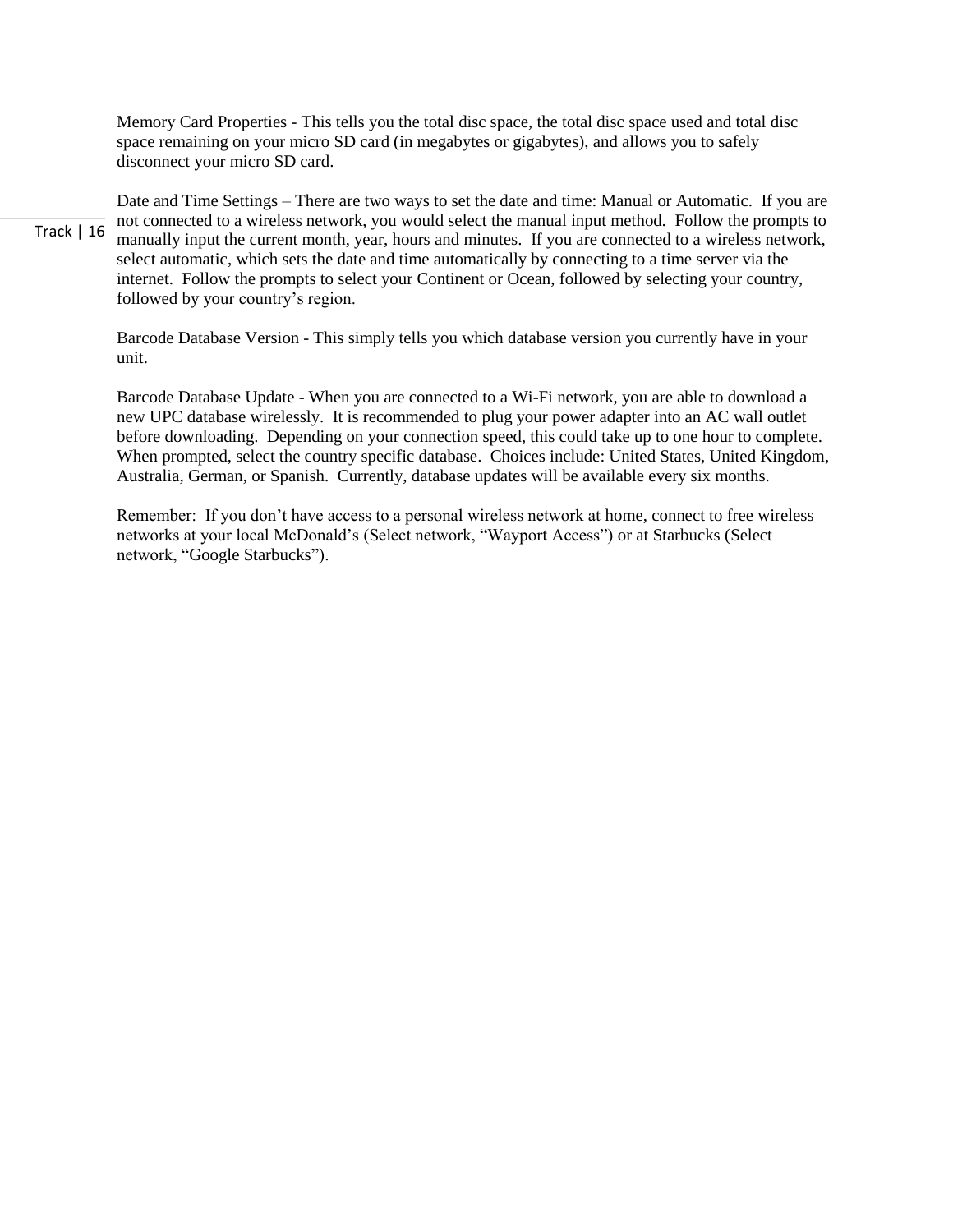Memory Card Properties - This tells you the total disc space, the total disc space used and total disc space remaining on your micro SD card (in megabytes or gigabytes), and allows you to safely disconnect your micro SD card.

Date and Time Settings – There are two ways to set the date and time: Manual or Automatic. If you are not connected to a wireless network, you would select the manual input method. Follow the prompts to manually input the current month, year, hours and minutes. If you are connected to a wireless network, select automatic, which sets the date and time automatically by connecting to a time server via the internet. Follow the prompts to select your Continent or Ocean, followed by selecting your country, followed by your country's region.

Barcode Database Version - This simply tells you which database version you currently have in your unit.

Barcode Database Update - When you are connected to a Wi-Fi network, you are able to download a new UPC database wirelessly. It is recommended to plug your power adapter into an AC wall outlet before downloading. Depending on your connection speed, this could take up to one hour to complete. When prompted, select the country specific database. Choices include: United States, United Kingdom, Australia, German, or Spanish. Currently, database updates will be available every six months.

Remember: If you don't have access to a personal wireless network at home, connect to free wireless networks at your local McDonald's (Select network, "Wayport Access") or at Starbucks (Select network, "Google Starbucks").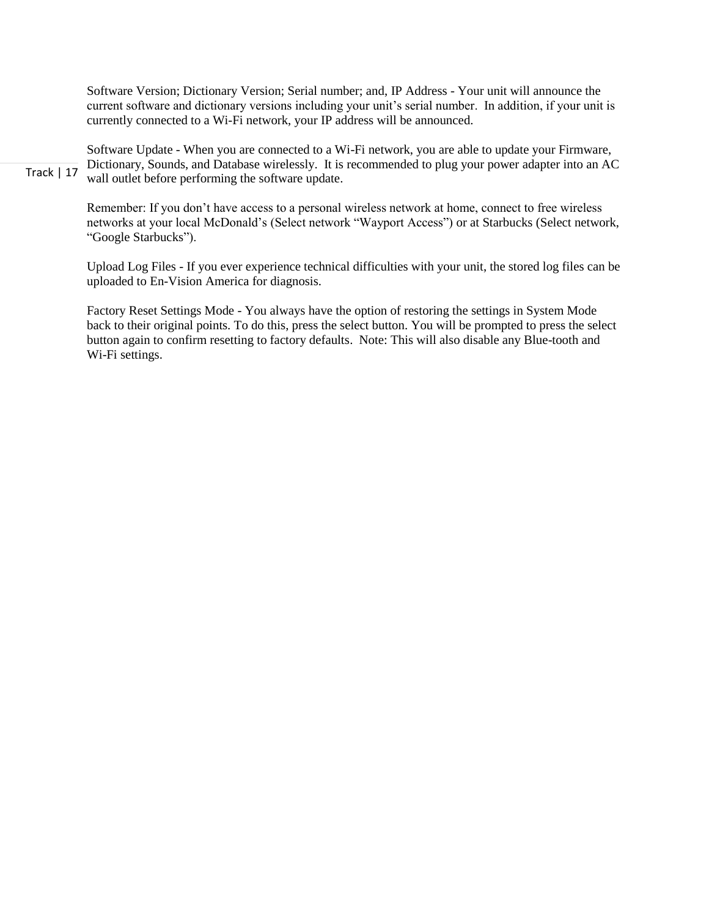Software Version; Dictionary Version; Serial number; and, IP Address - Your unit will announce the current software and dictionary versions including your unit's serial number. In addition, if your unit is currently connected to a Wi-Fi network, your IP address will be announced.

Software Update - When you are connected to a Wi-Fi network, you are able to update your Firmware, Dictionary, Sounds, and Database wirelessly. It is recommended to plug your power adapter into an AC wall outlet before performing the software update.

Remember: If you don't have access to a personal wireless network at home, connect to free wireless networks at your local McDonald's (Select network "Wayport Access") or at Starbucks (Select network, "Google Starbucks").

Upload Log Files - If you ever experience technical difficulties with your unit, the stored log files can be uploaded to En-Vision America for diagnosis.

Factory Reset Settings Mode - You always have the option of restoring the settings in System Mode back to their original points. To do this, press the select button. You will be prompted to press the select button again to confirm resetting to factory defaults. Note: This will also disable any Blue-tooth and Wi-Fi settings.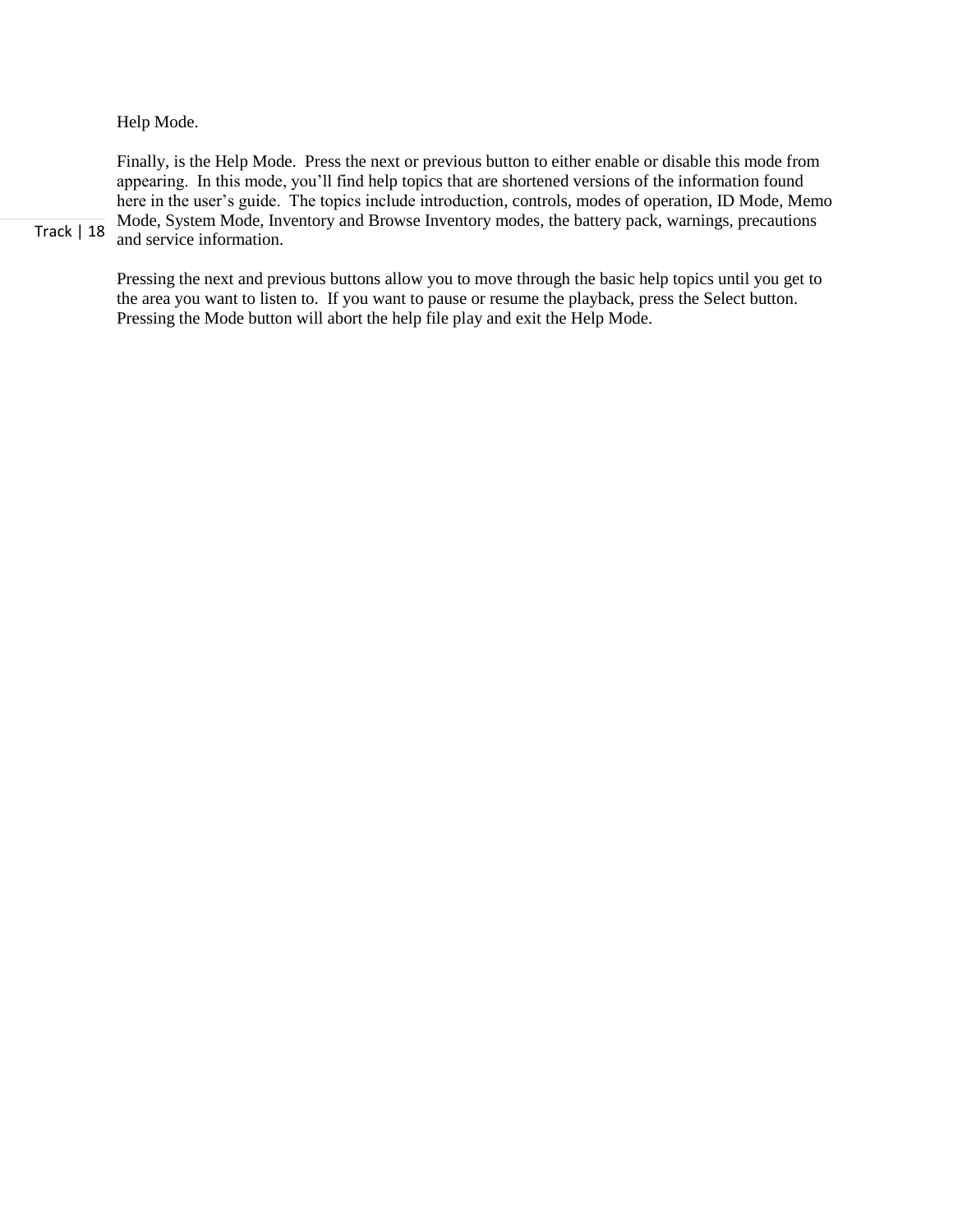Help Mode.

Finally, is the Help Mode.  Press the next or previous button to either enable or disable this mode from appearing.  In this mode, you'll find help topics that are shortened versions of the information found here in the user's guide.  The topics include introduction, controls, modes of operation, ID Mode, Memo Mode, System Mode, Inventory and Browse Inventory modes, the battery pack, warnings, precautions and service information.

Pressing the next and previous buttons allow you to move through the basic help topics until you get to the area you want to listen to.  If you want to pause or resume the playback, press the Select button.  Pressing the Mode button will abort the help file play and exit the Help Mode.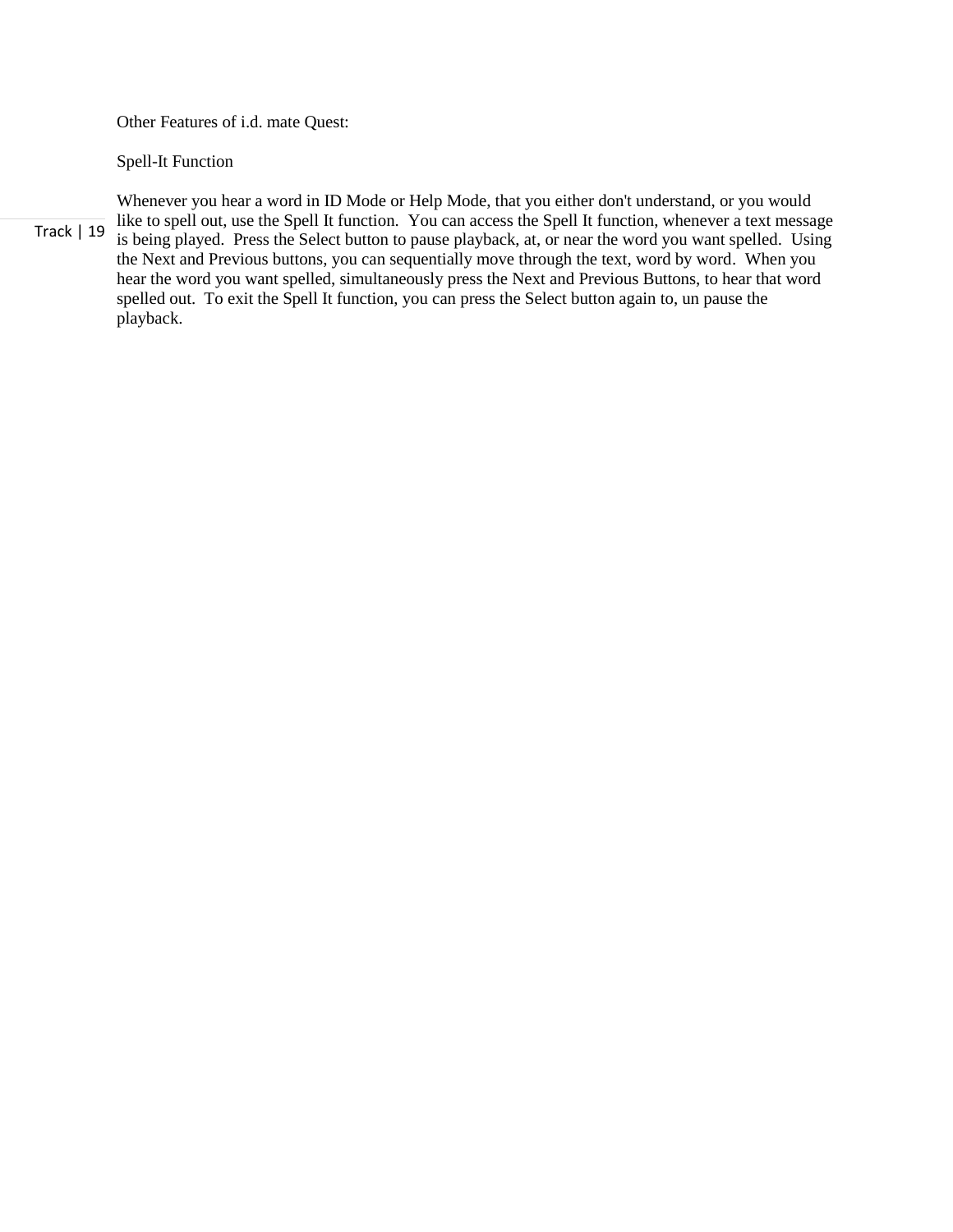## Other Features of i.d. mate Quest:

### Spell-It Function

Whenever you hear a word in ID Mode or Help Mode, that you either don't understand, or you would like to spell out, use the Spell It function. You can access the Spell It function, whenever a text message is being played. Press the Select button to pause playback, at, or near the word you want spelled. Using the Next and Previous buttons, you can sequentially move through the text, word by word. When you hear the word you want spelled, simultaneously press the Next and Previous Buttons, to hear that word spelled out. To exit the Spell It function, you can press the Select button again to, un pause the playback.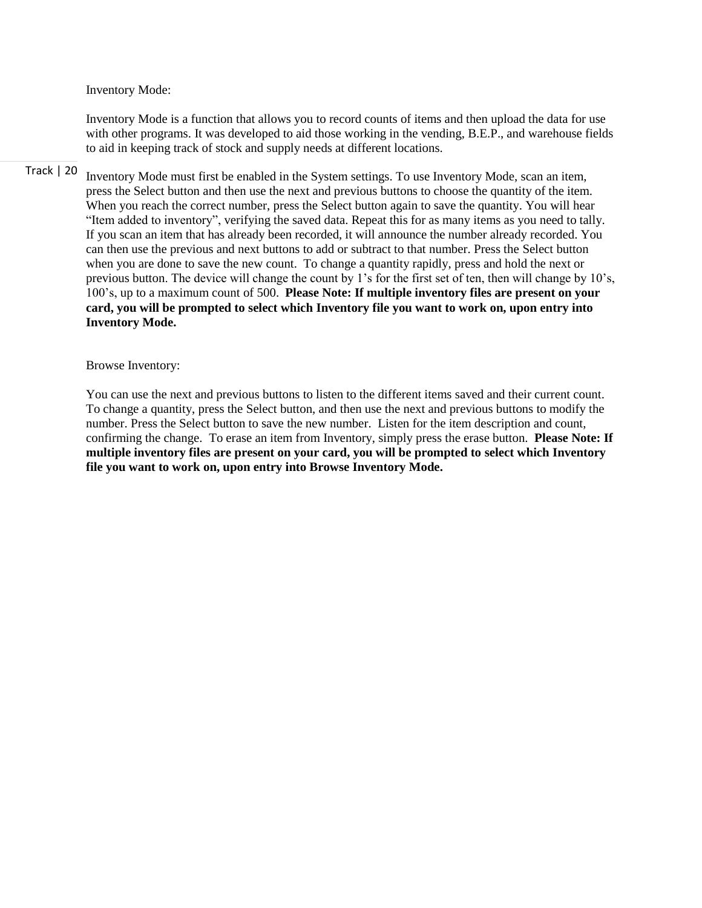Inventory Mode:

Inventory Mode is a function that allows you to record counts of items and then upload the data for use with other programs. It was developed to aid those working in the vending, B.E.P., and warehouse fields to aid in keeping track of stock and supply needs at different locations.

Inventory Mode must first be enabled in the System settings. To use Inventory Mode, scan an item, press the Select button and then use the next and previous buttons to choose the quantity of the item. When you reach the correct number, press the Select button again to save the quantity. You will hear "Item added to inventory", verifying the saved data. Repeat this for as many items as you need to tally. If you scan an item that has already been recorded, it will announce the number already recorded. You can then use the previous and next buttons to add or subtract to that number. Press the Select button when you are done to save the new count. To change a quantity rapidly, press and hold the next or previous button. The device will change the count by 1's for the first set of ten, then will change by 10's, 100's, up to a maximum count of 500. **Please Note: If multiple inventory files are present on your card, you will be prompted to select which Inventory file you want to work on, upon entry into Inventory Mode.**

Browse Inventory:

You can use the next and previous buttons to listen to the different items saved and their current count. To change a quantity, press the Select button, and then use the next and previous buttons to modify the number. Press the Select button to save the new number. Listen for the item description and count, confirming the change. To erase an item from Inventory, simply press the erase button. **Please Note: If multiple inventory files are present on your card, you will be prompted to select which Inventory file you want to work on, upon entry into Browse Inventory Mode.**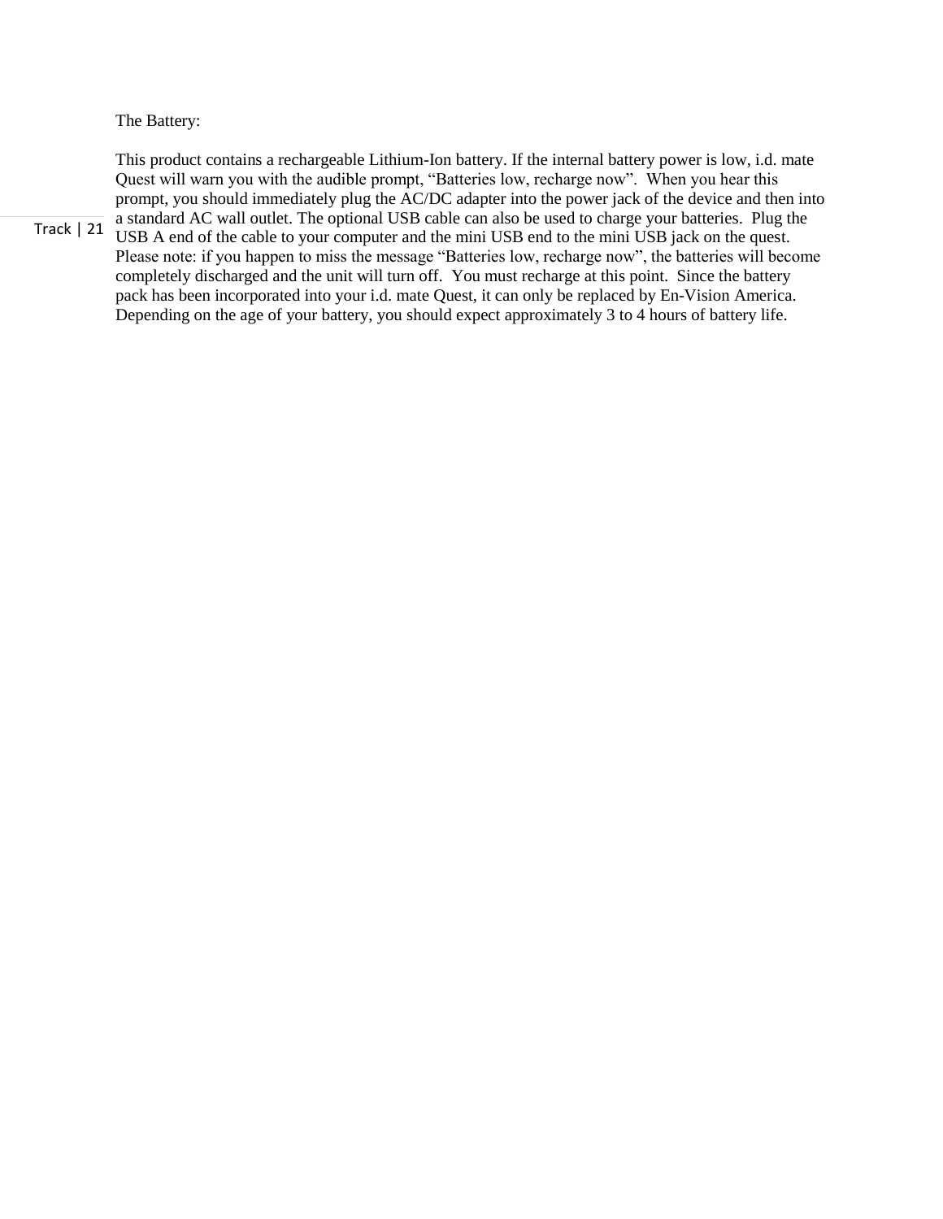The Battery:

This product contains a rechargeable Lithium-Ion battery. If the internal battery power is low, i.d. mate Quest will warn you with the audible prompt, “Batteries low, recharge now”. When you hear this prompt, you should immediately plug the AC/DC adapter into the power jack of the device and then into a standard AC wall outlet. The optional USB cable can also be used to charge your batteries. Plug the USB A end of the cable to your computer and the mini USB end to the mini USB jack on the quest. Please note: if you happen to miss the message “Batteries low, recharge now”, the batteries will become completely discharged and the unit will turn off. You must recharge at this point. Since the battery pack has been incorporated into your i.d. mate Quest, it can only be replaced by En-Vision America. Depending on the age of your battery, you should expect approximately 3 to 4 hours of battery life.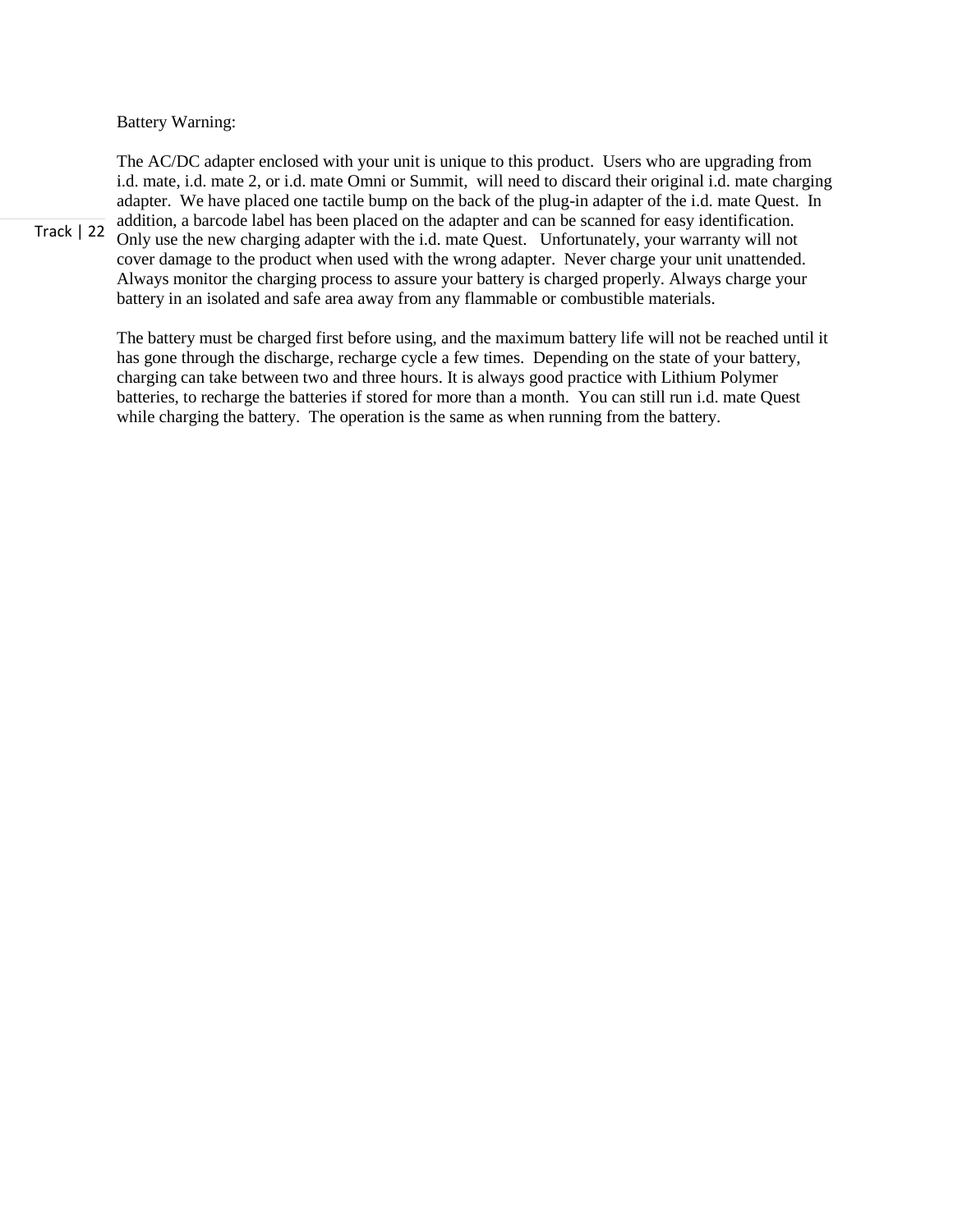Battery Warning:

The AC/DC adapter enclosed with your unit is unique to this product. Users who are upgrading from i.d. mate, i.d. mate 2, or i.d. mate Omni or Summit, will need to discard their original i.d. mate charging adapter. We have placed one tactile bump on the back of the plug-in adapter of the i.d. mate Quest. In addition, a barcode label has been placed on the adapter and can be scanned for easy identification. Only use the new charging adapter with the i.d. mate Quest. Unfortunately, your warranty will not cover damage to the product when used with the wrong adapter. Never charge your unit unattended. Always monitor the charging process to assure your battery is charged properly. Always charge your battery in an isolated and safe area away from any flammable or combustible materials.

The battery must be charged first before using, and the maximum battery life will not be reached until it has gone through the discharge, recharge cycle a few times. Depending on the state of your battery, charging can take between two and three hours. It is always good practice with Lithium Polymer batteries, to recharge the batteries if stored for more than a month. You can still run i.d. mate Quest while charging the battery. The operation is the same as when running from the battery.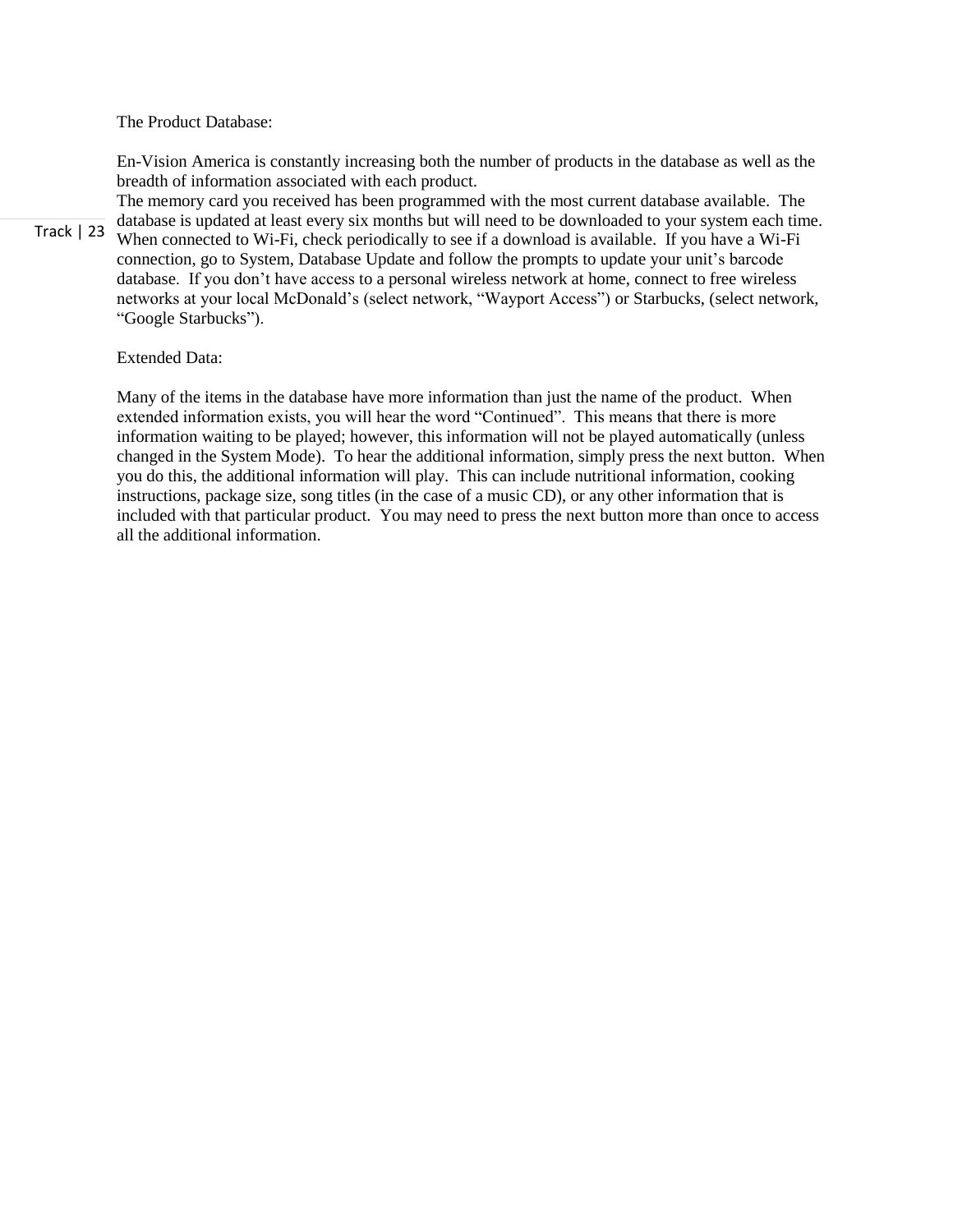The Product Database:

En-Vision America is constantly increasing both the number of products in the database as well as the breadth of information associated with each product.
The memory card you received has been programmed with the most current database available. The database is updated at least every six months but will need to be downloaded to your system each time. When connected to Wi-Fi, check periodically to see if a download is available. If you have a Wi-Fi connection, go to System, Database Update and follow the prompts to update your unit's barcode database. If you don't have access to a personal wireless network at home, connect to free wireless networks at your local McDonald's (select network, "Wayport Access") or Starbucks, (select network, "Google Starbucks").

Extended Data:

Many of the items in the database have more information than just the name of the product. When extended information exists, you will hear the word "Continued". This means that there is more information waiting to be played; however, this information will not be played automatically (unless changed in the System Mode). To hear the additional information, simply press the next button. When you do this, the additional information will play. This can include nutritional information, cooking instructions, package size, song titles (in the case of a music CD), or any other information that is included with that particular product. You may need to press the next button more than once to access all the additional information.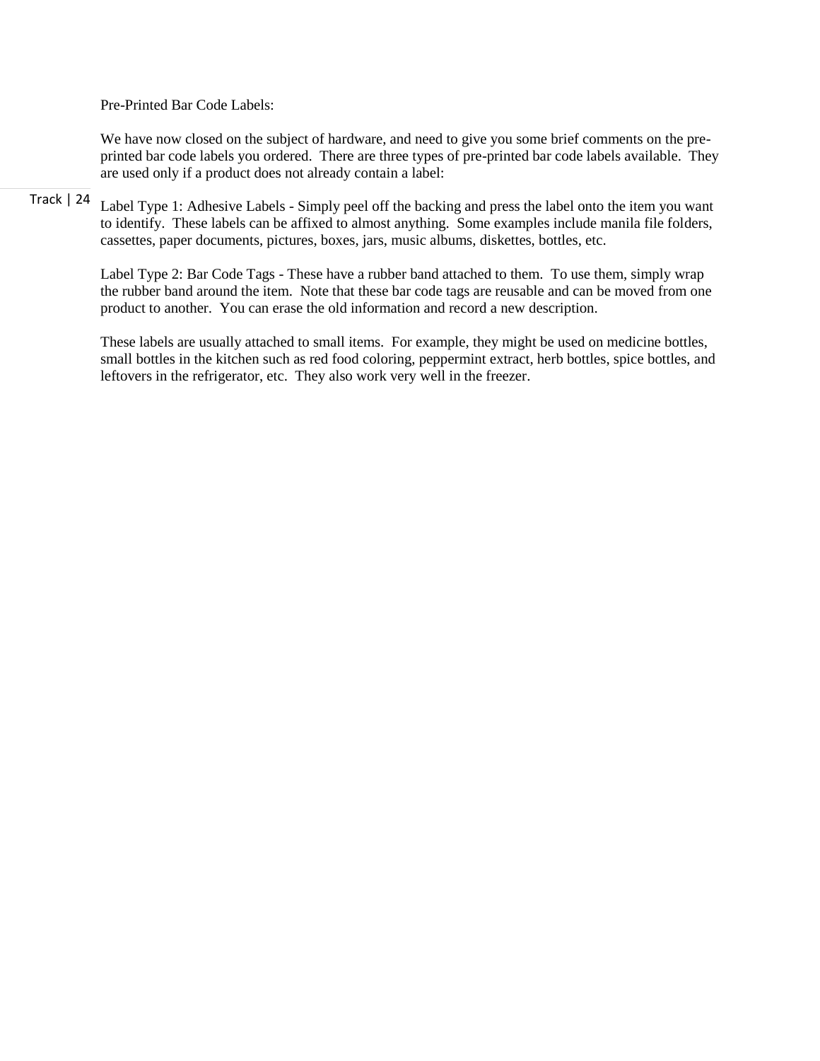Pre-Printed Bar Code Labels:

We have now closed on the subject of hardware, and need to give you some brief comments on the pre-printed bar code labels you ordered. There are three types of pre-printed bar code labels available. They are used only if a product does not already contain a label:

Track | 24

Label Type 1: Adhesive Labels - Simply peel off the backing and press the label onto the item you want to identify. These labels can be affixed to almost anything. Some examples include manila file folders, cassettes, paper documents, pictures, boxes, jars, music albums, diskettes, bottles, etc.

Label Type 2: Bar Code Tags - These have a rubber band attached to them. To use them, simply wrap the rubber band around the item. Note that these bar code tags are reusable and can be moved from one product to another. You can erase the old information and record a new description.

These labels are usually attached to small items. For example, they might be used on medicine bottles, small bottles in the kitchen such as red food coloring, peppermint extract, herb bottles, spice bottles, and leftovers in the refrigerator, etc. They also work very well in the freezer.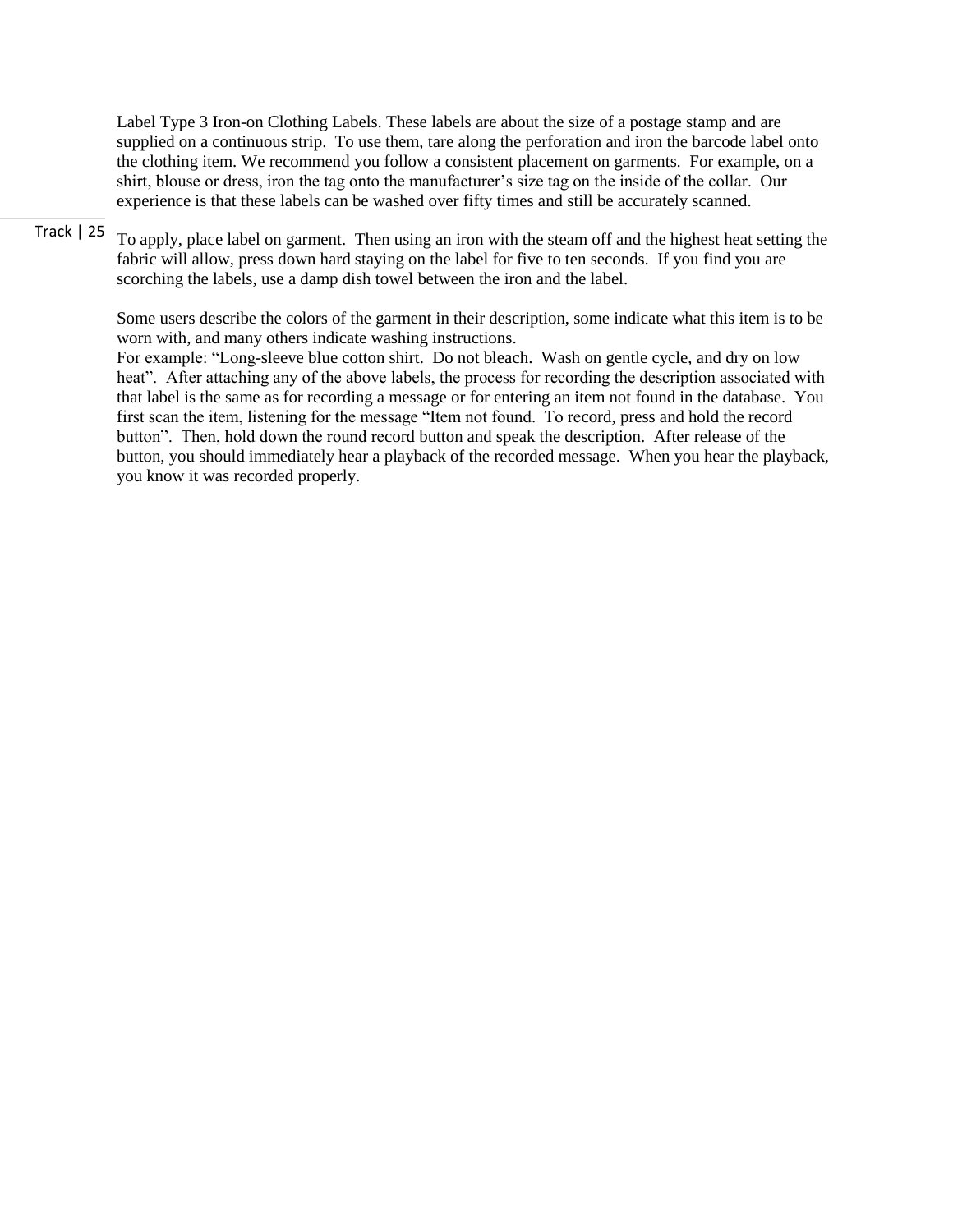Label Type 3 Iron-on Clothing Labels. These labels are about the size of a postage stamp and are supplied on a continuous strip. To use them, tare along the perforation and iron the barcode label onto the clothing item. We recommend you follow a consistent placement on garments. For example, on a shirt, blouse or dress, iron the tag onto the manufacturer's size tag on the inside of the collar. Our experience is that these labels can be washed over fifty times and still be accurately scanned.

To apply, place label on garment. Then using an iron with the steam off and the highest heat setting the fabric will allow, press down hard staying on the label for five to ten seconds. If you find you are scorching the labels, use a damp dish towel between the iron and the label.

Some users describe the colors of the garment in their description, some indicate what this item is to be worn with, and many others indicate washing instructions.
For example: "Long-sleeve blue cotton shirt. Do not bleach. Wash on gentle cycle, and dry on low heat". After attaching any of the above labels, the process for recording the description associated with that label is the same as for recording a message or for entering an item not found in the database. You first scan the item, listening for the message "Item not found. To record, press and hold the record button". Then, hold down the round record button and speak the description. After release of the button, you should immediately hear a playback of the recorded message. When you hear the playback, you know it was recorded properly.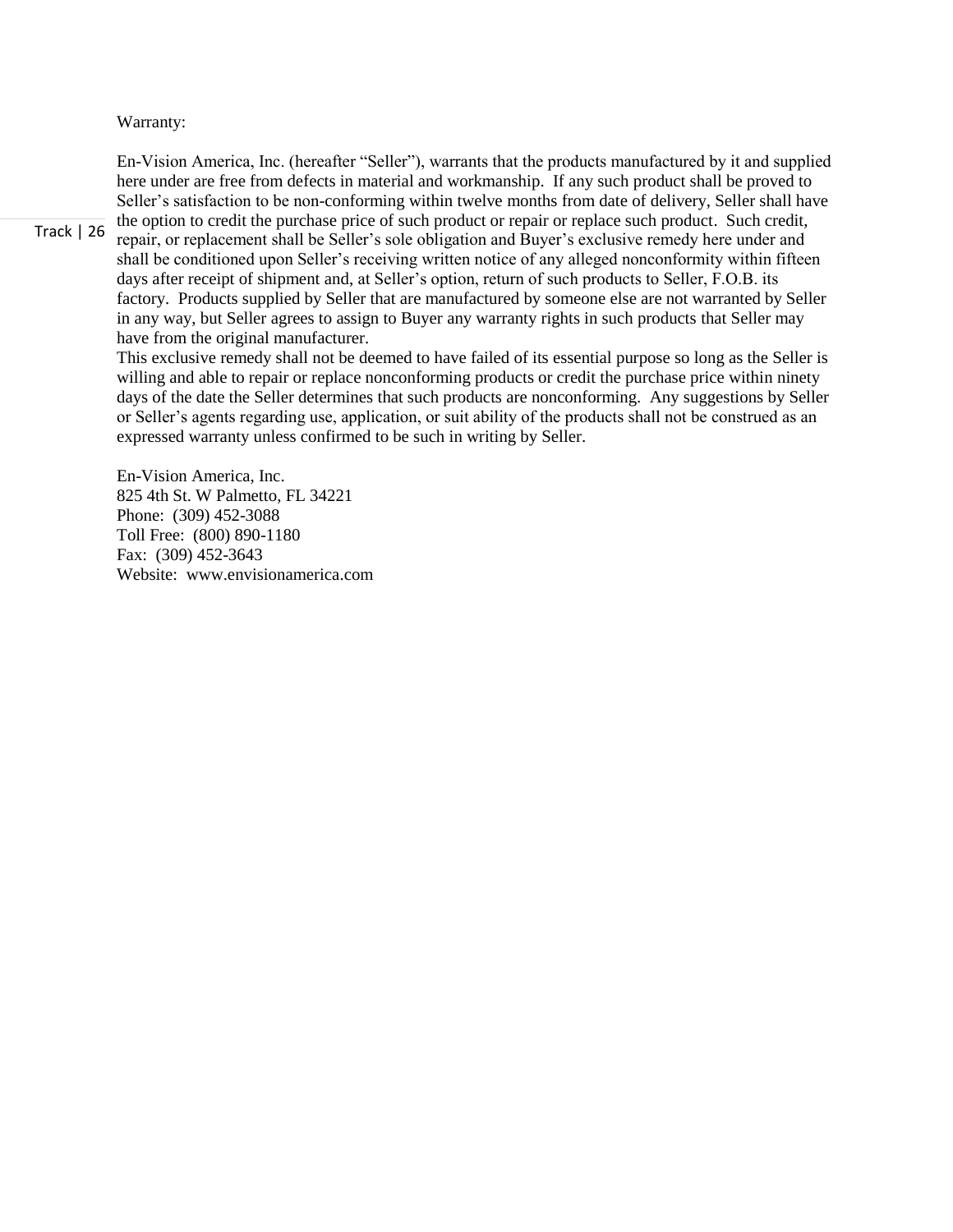Warranty:

En-Vision America, Inc. (hereafter "Seller"), warrants that the products manufactured by it and supplied here under are free from defects in material and workmanship. If any such product shall be proved to Seller's satisfaction to be non-conforming within twelve months from date of delivery, Seller shall have the option to credit the purchase price of such product or repair or replace such product. Such credit, repair, or replacement shall be Seller's sole obligation and Buyer's exclusive remedy here under and shall be conditioned upon Seller's receiving written notice of any alleged nonconformity within fifteen days after receipt of shipment and, at Seller's option, return of such products to Seller, F.O.B. its factory. Products supplied by Seller that are manufactured by someone else are not warranted by Seller in any way, but Seller agrees to assign to Buyer any warranty rights in such products that Seller may have from the original manufacturer.

This exclusive remedy shall not be deemed to have failed of its essential purpose so long as the Seller is willing and able to repair or replace nonconforming products or credit the purchase price within ninety days of the date the Seller determines that such products are nonconforming. Any suggestions by Seller or Seller's agents regarding use, application, or suit ability of the products shall not be construed as an expressed warranty unless confirmed to be such in writing by Seller.

En-Vision America, Inc.
825 4th St. W Palmetto, FL 34221
Phone: (309) 452-3088
Toll Free: (800) 890-1180
Fax: (309) 452-3643
Website: www.envisionamerica.com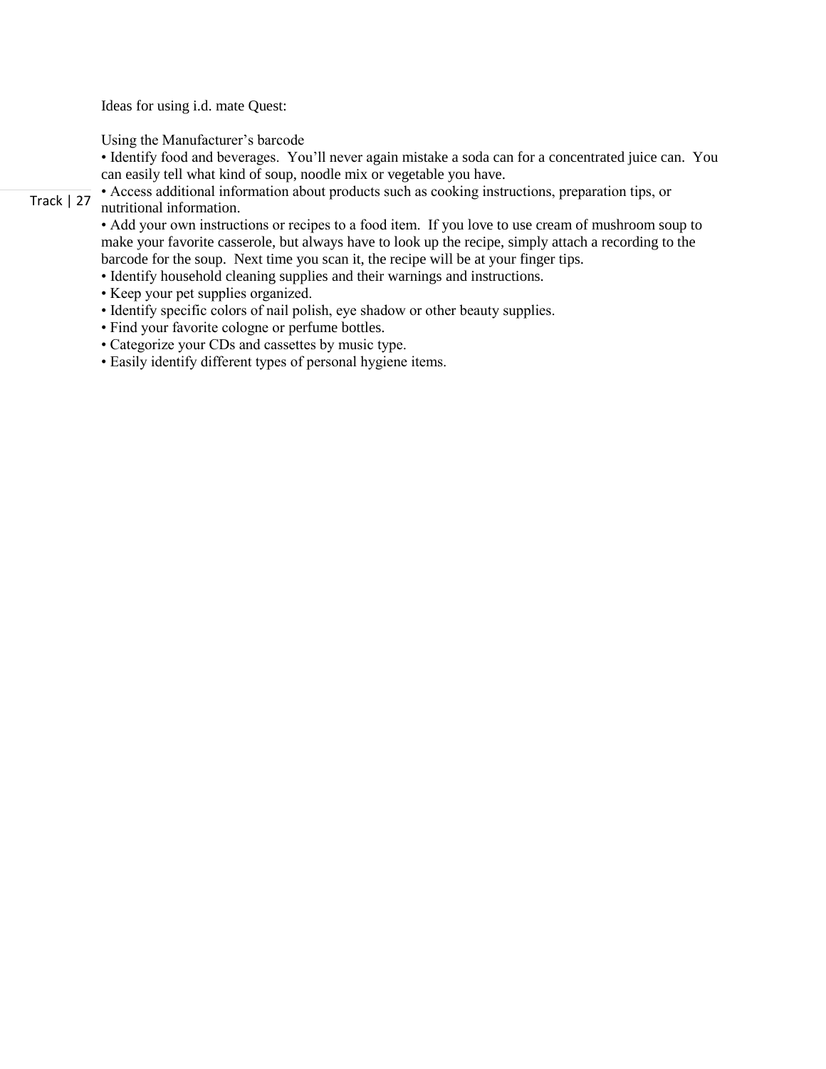Ideas for using i.d. mate Quest:

Using the Manufacturer's barcode

- Identify food and beverages.  You'll never again mistake a soda can for a concentrated juice can.  You can easily tell what kind of soup, noodle mix or vegetable you have.
- Access additional information about products such as cooking instructions, preparation tips, or nutritional information.
- Add your own instructions or recipes to a food item.  If you love to use cream of mushroom soup to make your favorite casserole, but always have to look up the recipe, simply attach a recording to the barcode for the soup.  Next time you scan it, the recipe will be at your finger tips.
- Identify household cleaning supplies and their warnings and instructions.
- Keep your pet supplies organized.
- Identify specific colors of nail polish, eye shadow or other beauty supplies.
- Find your favorite cologne or perfume bottles.
- Categorize your CDs and cassettes by music type.
- Easily identify different types of personal hygiene items.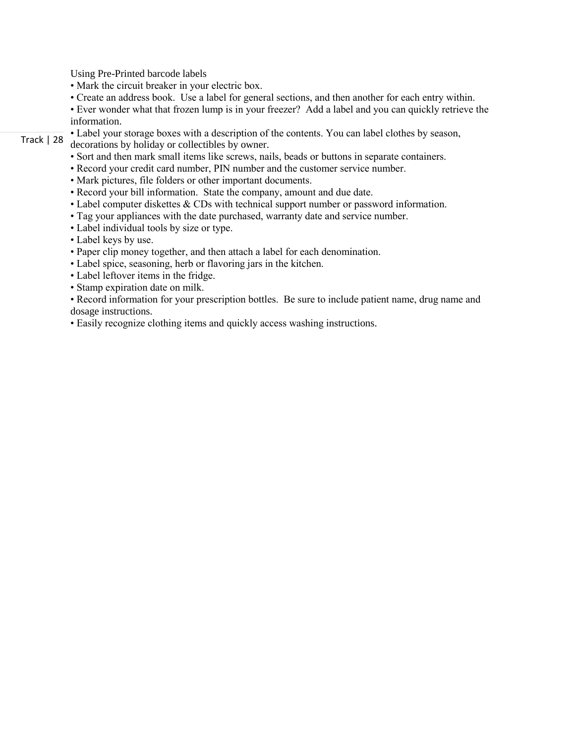Using Pre-Printed barcode labels

- Mark the circuit breaker in your electric box.
- Create an address book.  Use a label for general sections, and then another for each entry within.
- Ever wonder what that frozen lump is in your freezer?  Add a label and you can quickly retrieve the information.
- Label your storage boxes with a description of the contents. You can label clothes by season, decorations by holiday or collectibles by owner.
- Sort and then mark small items like screws, nails, beads or buttons in separate containers.
- Record your credit card number, PIN number and the customer service number.
- Mark pictures, file folders or other important documents.
- Record your bill information.  State the company, amount and due date.
- Label computer diskettes & CDs with technical support number or password information.
- Tag your appliances with the date purchased, warranty date and service number.
- Label individual tools by size or type.
- Label keys by use.
- Paper clip money together, and then attach a label for each denomination.
- Label spice, seasoning, herb or flavoring jars in the kitchen.
- Label leftover items in the fridge.
- Stamp expiration date on milk.
- Record information for your prescription bottles.  Be sure to include patient name, drug name and dosage instructions.
- Easily recognize clothing items and quickly access washing instructions.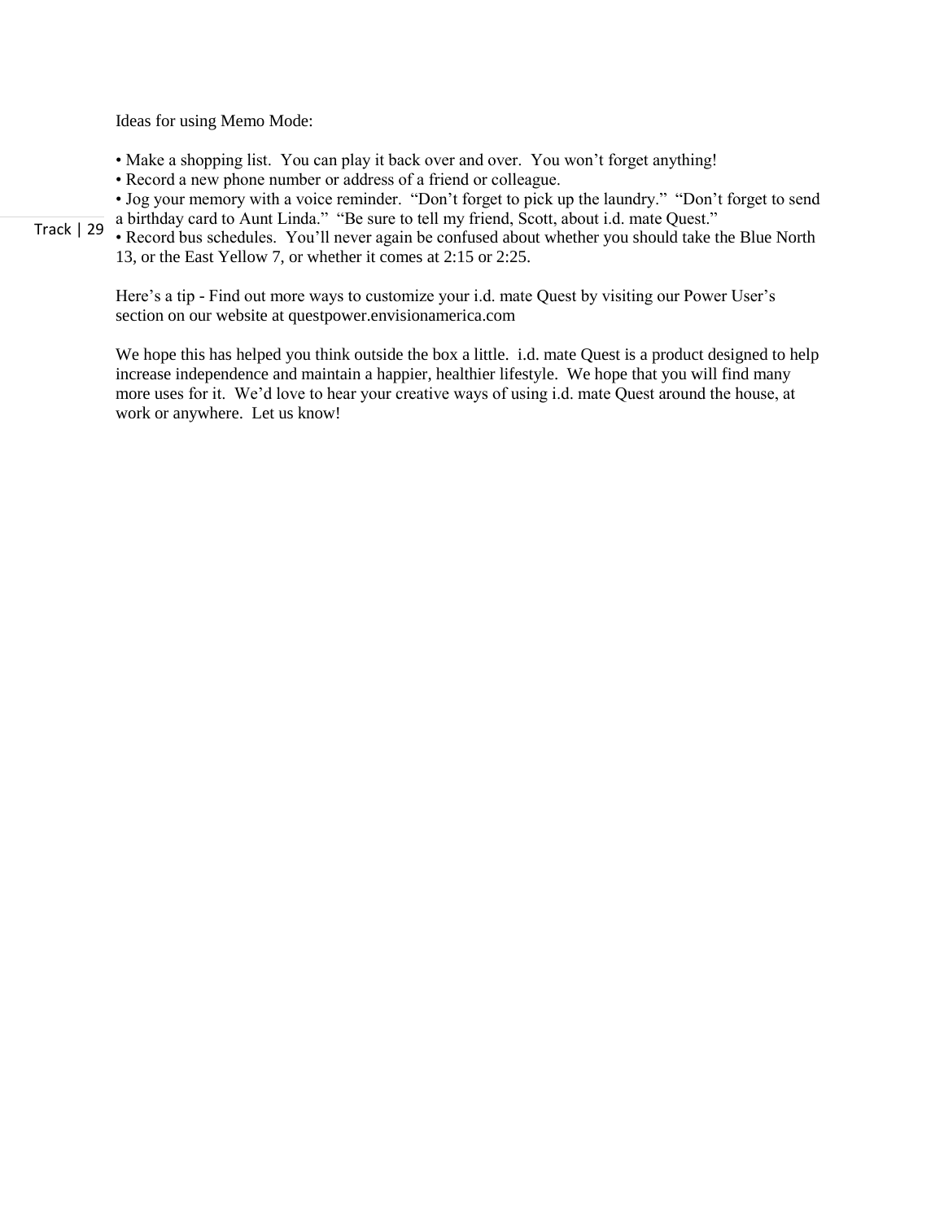Ideas for using Memo Mode:

• Make a shopping list. You can play it back over and over. You won't forget anything!
• Record a new phone number or address of a friend or colleague.
• Jog your memory with a voice reminder. "Don't forget to pick up the laundry." "Don't forget to send a birthday card to Aunt Linda." "Be sure to tell my friend, Scott, about i.d. mate Quest."
• Record bus schedules. You'll never again be confused about whether you should take the Blue North 13, or the East Yellow 7, or whether it comes at 2:15 or 2:25.

Here's a tip - Find out more ways to customize your i.d. mate Quest by visiting our Power User's section on our website at questpower.envisionamerica.com

We hope this has helped you think outside the box a little. i.d. mate Quest is a product designed to help increase independence and maintain a happier, healthier lifestyle. We hope that you will find many more uses for it. We'd love to hear your creative ways of using i.d. mate Quest around the house, at work or anywhere. Let us know!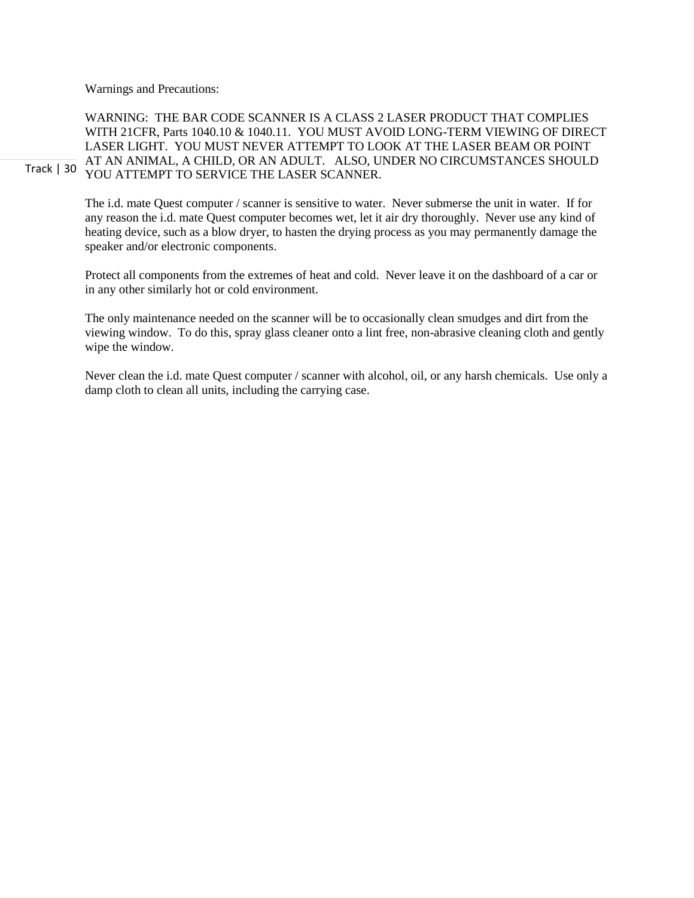Warnings and Precautions:

WARNING: THE BAR CODE SCANNER IS A CLASS 2 LASER PRODUCT THAT COMPLIES WITH 21CFR, Parts 1040.10 & 1040.11. YOU MUST AVOID LONG-TERM VIEWING OF DIRECT LASER LIGHT. YOU MUST NEVER ATTEMPT TO LOOK AT THE LASER BEAM OR POINT AT AN ANIMAL, A CHILD, OR AN ADULT. ALSO, UNDER NO CIRCUMSTANCES SHOULD YOU ATTEMPT TO SERVICE THE LASER SCANNER.

The i.d. mate Quest computer / scanner is sensitive to water. Never submerse the unit in water. If for any reason the i.d. mate Quest computer becomes wet, let it air dry thoroughly. Never use any kind of heating device, such as a blow dryer, to hasten the drying process as you may permanently damage the speaker and/or electronic components.

Protect all components from the extremes of heat and cold. Never leave it on the dashboard of a car or in any other similarly hot or cold environment.

The only maintenance needed on the scanner will be to occasionally clean smudges and dirt from the viewing window. To do this, spray glass cleaner onto a lint free, non-abrasive cleaning cloth and gently wipe the window.

Never clean the i.d. mate Quest computer / scanner with alcohol, oil, or any harsh chemicals. Use only a damp cloth to clean all units, including the carrying case.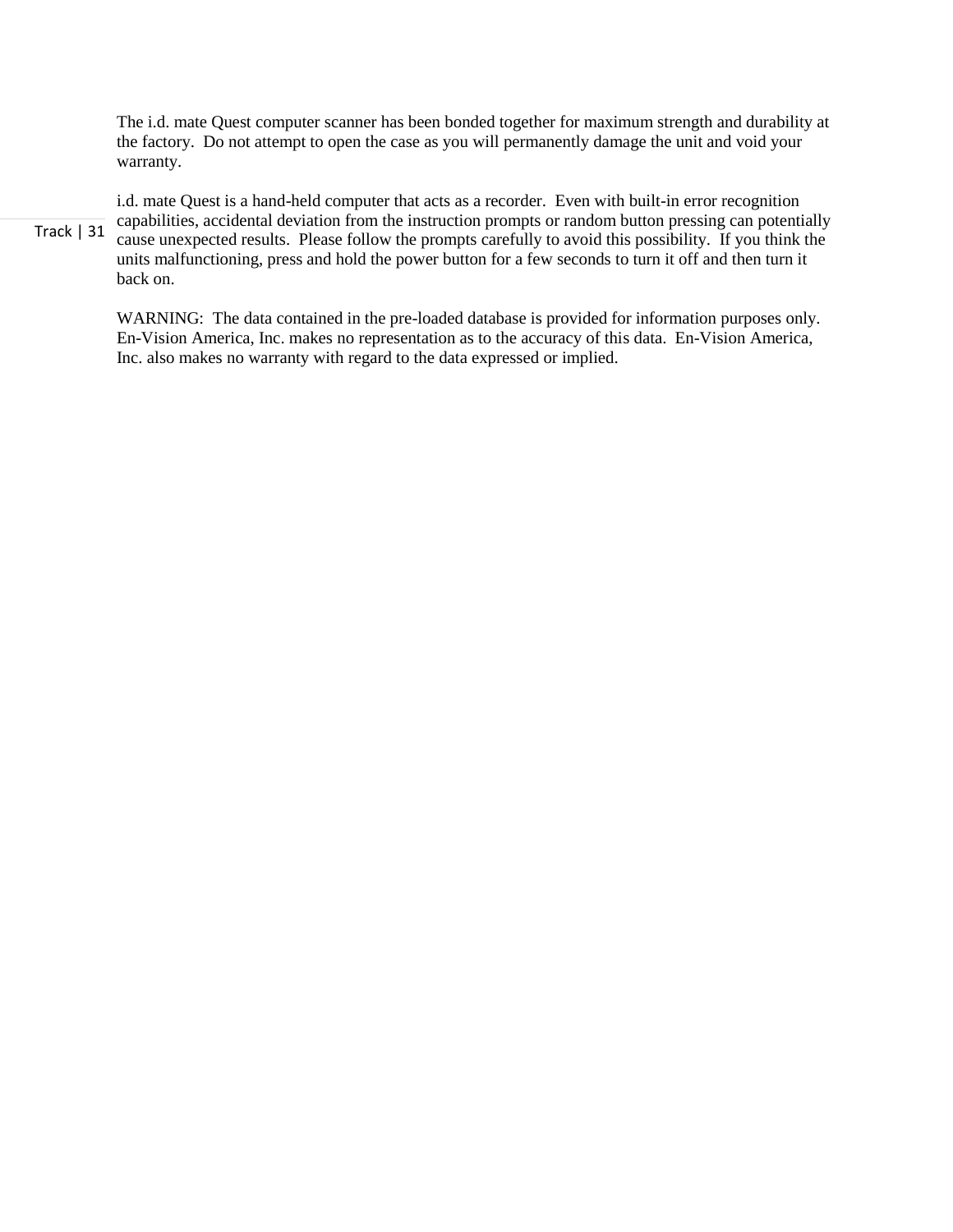The i.d. mate Quest computer scanner has been bonded together for maximum strength and durability at the factory. Do not attempt to open the case as you will permanently damage the unit and void your warranty.

i.d. mate Quest is a hand-held computer that acts as a recorder. Even with built-in error recognition capabilities, accidental deviation from the instruction prompts or random button pressing can potentially cause unexpected results. Please follow the prompts carefully to avoid this possibility. If you think the units malfunctioning, press and hold the power button for a few seconds to turn it off and then turn it back on.

WARNING: The data contained in the pre-loaded database is provided for information purposes only. En-Vision America, Inc. makes no representation as to the accuracy of this data. En-Vision America, Inc. also makes no warranty with regard to the data expressed or implied.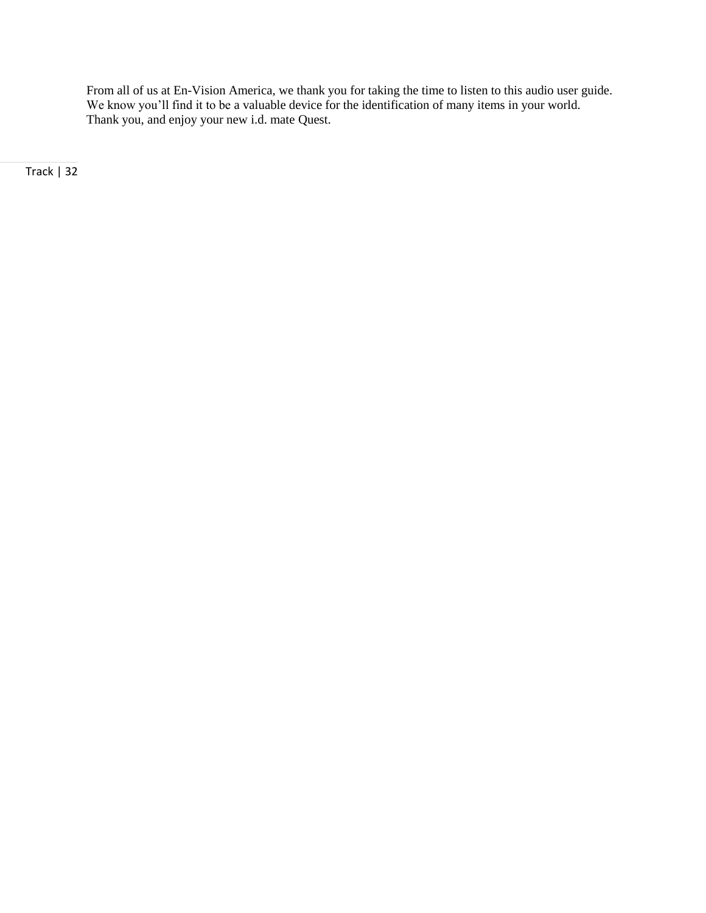From all of us at En-Vision America, we thank you for taking the time to listen to this audio user guide. We know you'll find it to be a valuable device for the identification of many items in your world. Thank you, and enjoy your new i.d. mate Quest.